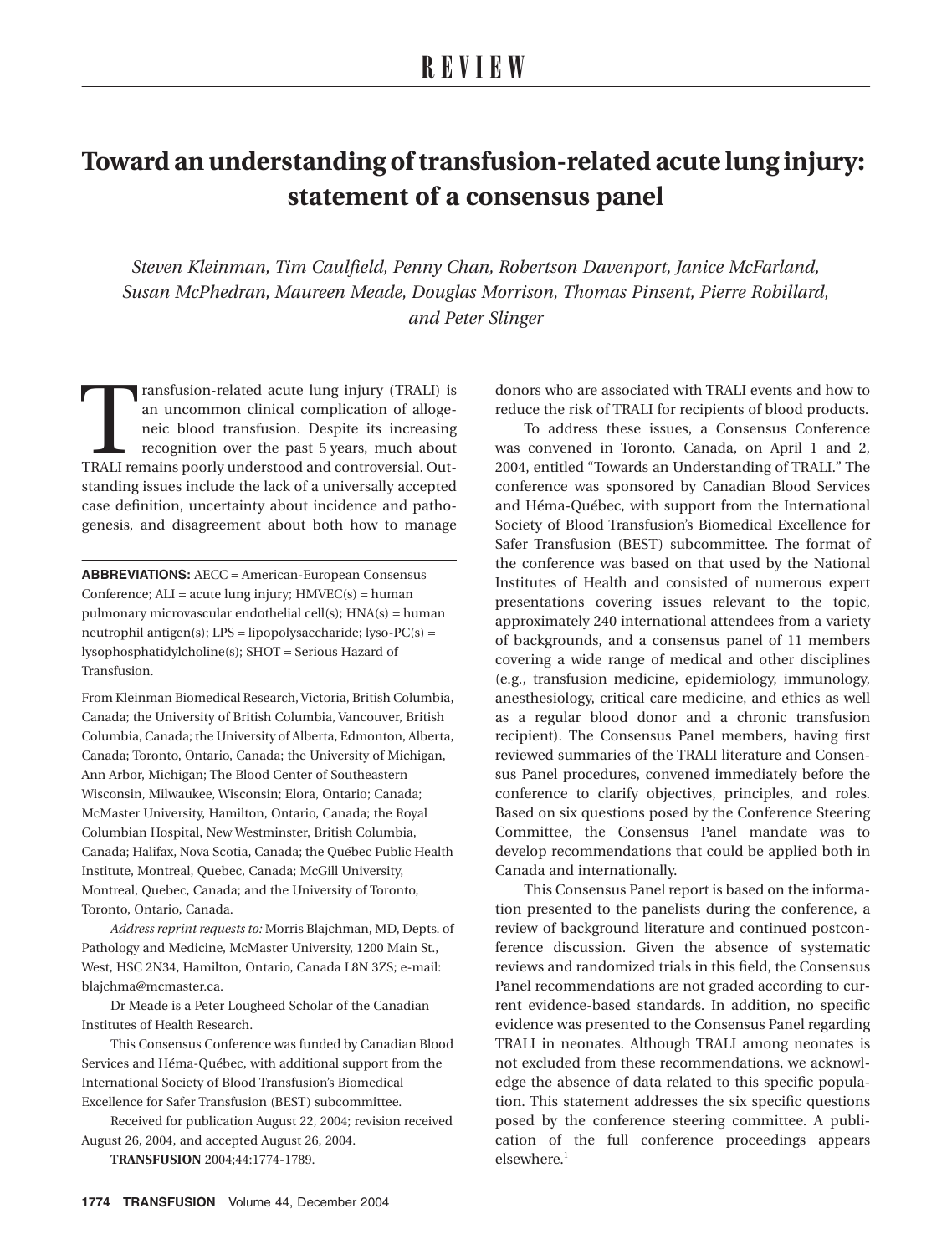# REVIEW

# Toward an understanding of transfusion-related acute lung injury: statement of a consensus panel

*Steven Kleinman, Tim Caulfield, Penny Chan, Robertson Davenport, Janice McFarland, Susan McPhedran, Maureen Meade, Douglas Morrison, Thomas Pinsent, Pierre Robillard, and Peter Slinger*

Transfusion-related acute lung injury (TRALI) is an uncommon clinical complication of allogeneic blood transfusion. Despite its increasing recognition over the past 5 years, much about TRALI remains poorly understood and controversial. Outstanding issues include the lack of a universally accepted case definition, uncertainty about incidence and pathogenesis, and disagreement about both how to manage donors who are associated with TRALI events and how to reduce the risk of TRALI for recipients of blood products.

To address these issues, a Consensus Conference was convened in Toronto, Canada, on April 1 and 2, 2004, entitled "Towards an Understanding of TRALI." The conference was sponsored by Canadian Blood Services and Héma-Québec, with support from the International Society of Blood Transfusion's Biomedical Excellence for Safer Transfusion (BEST) subcommittee. The format of the conference was based on that used by the National Institutes of Health and consisted of numerous expert presentations covering issues relevant to the topic, approximately 240 international attendees from a variety of backgrounds, and a consensus panel of 11 members covering a wide range of medical and other disciplines (e.g., transfusion medicine, epidemiology, immunology, anesthesiology, critical care medicine, and ethics as well as a regular blood donor and a chronic transfusion recipient). The Consensus Panel members, having first reviewed summaries of the TRALI literature and Consensus Panel procedures, convened immediately before the conference to clarify objectives, principles, and roles. Based on six questions posed by the Conference Steering Committee, the Consensus Panel mandate was to develop recommendations that could be applied both in Canada and internationally.

This Consensus Panel report is based on the information presented to the panelists during the conference, a review of background literature and continued postconference discussion. Given the absence of systematic reviews and randomized trials in this field, the Consensus Panel recommendations are not graded according to current evidence-based standards. In addition, no specific evidence was presented to the Consensus Panel regarding TRALI in neonates. Although TRALI among neonates is not excluded from these recommendations, we acknowledge the absence of data related to this specific population. This statement addresses the six specific questions posed by the conference steering committee. A publication of the full conference proceedings appears elsewhere.[1]

---

**ABBREVIATIONS:** AECC = American-European Consensus Conference; ALI = acute lung injury; HMVEC(s) = human pulmonary microvascular endothelial cell(s); HNA(s) = human neutrophil antigen(s); LPS = lipopolysaccharide; lyso-PC(s) = lysophosphatidylcholine(s); SHOT = Serious Hazard of Transfusion.

From Kleinman Biomedical Research, Victoria, British Columbia, Canada; the University of British Columbia, Vancouver, British Columbia, Canada; the University of Alberta, Edmonton, Alberta, Canada; Toronto, Ontario, Canada; the University of Michigan, Ann Arbor, Michigan; The Blood Center of Southeastern Wisconsin, Milwaukee, Wisconsin; Elora, Ontario; Canada; McMaster University, Hamilton, Ontario, Canada; the Royal Columbian Hospital, New Westminster, British Columbia, Canada; Halifax, Nova Scotia, Canada; the Québec Public Health Institute, Montreal, Quebec, Canada; McGill University, Montreal, Quebec, Canada; and the University of Toronto, Toronto, Ontario, Canada.

*Address reprint requests to:* Morris Blajchman, MD, Depts. of Pathology and Medicine, McMaster University, 1200 Main St., West, HSC 2N34, Hamilton, Ontario, Canada L8N 3ZS; e-mail: blajchma@mcmaster.ca.

Dr Meade is a Peter Lougheed Scholar of the Canadian Institutes of Health Research.

This Consensus Conference was funded by Canadian Blood Services and Héma-Québec, with additional support from the International Society of Blood Transfusion's Biomedical Excellence for Safer Transfusion (BEST) subcommittee.

Received for publication August 22, 2004; revision received August 26, 2004, and accepted August 26, 2004.

**TRANSFUSION** 2004;44:1774-1789.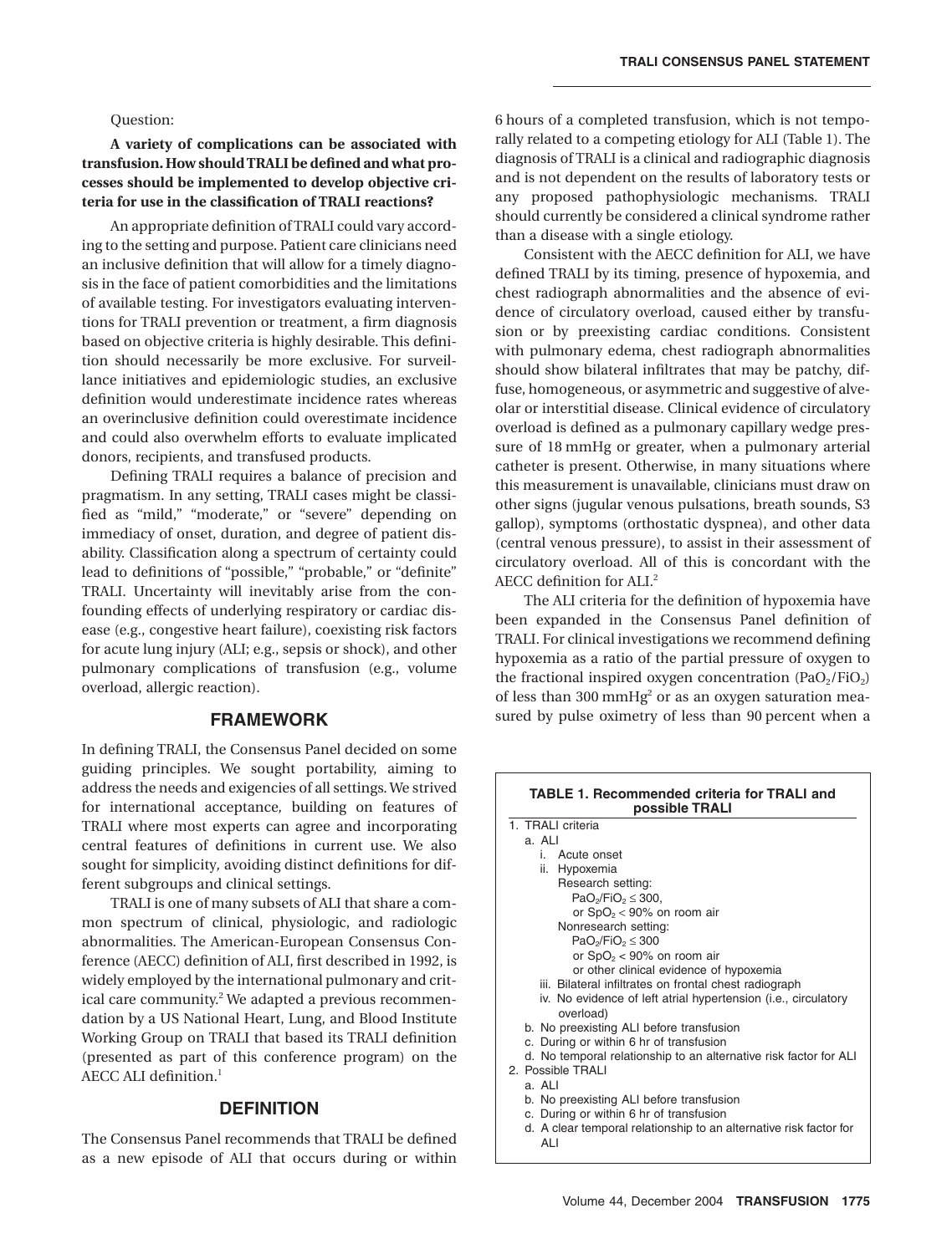Question:

**A variety of complications can be associated with transfusion. How should TRALI be defined and what processes should be implemented to develop objective criteria for use in the classification of TRALI reactions?**

An appropriate definition of TRALI could vary according to the setting and purpose. Patient care clinicians need an inclusive definition that will allow for a timely diagnosis in the face of patient comorbidities and the limitations of available testing. For investigators evaluating interventions for TRALI prevention or treatment, a firm diagnosis based on objective criteria is highly desirable. This definition should necessarily be more exclusive. For surveillance initiatives and epidemiologic studies, an exclusive definition would underestimate incidence rates whereas an overinclusive definition could overestimate incidence and could also overwhelm efforts to evaluate implicated donors, recipients, and transfused products.

Defining TRALI requires a balance of precision and pragmatism. In any setting, TRALI cases might be classified as "mild," "moderate," or "severe" depending on immediacy of onset, duration, and degree of patient disability. Classification along a spectrum of certainty could lead to definitions of "possible," "probable," or "definite" TRALI. Uncertainty will inevitably arise from the confounding effects of underlying respiratory or cardiac disease (e.g., congestive heart failure), coexisting risk factors for acute lung injury (ALI; e.g., sepsis or shock), and other pulmonary complications of transfusion (e.g., volume overload, allergic reaction).

## FRAMEWORK

In defining TRALI, the Consensus Panel decided on some guiding principles. We sought portability, aiming to address the needs and exigencies of all settings. We strived for international acceptance, building on features of TRALI where most experts can agree and incorporating central features of definitions in current use. We also sought for simplicity, avoiding distinct definitions for different subgroups and clinical settings.

TRALI is one of many subsets of ALI that share a common spectrum of clinical, physiologic, and radiologic abnormalities. The American-European Consensus Conference (AECC) definition of ALI, first described in 1992, is widely employed by the international pulmonary and critical care community.[2] We adapted a previous recommendation by a US National Heart, Lung, and Blood Institute Working Group on TRALI that based its TRALI definition (presented as part of this conference program) on the AECC ALI definition.[1]

## DEFINITION

The Consensus Panel recommends that TRALI be defined as a new episode of ALI that occurs during or within 6 hours of a completed transfusion, which is not temporally related to a competing etiology for ALI (Table 1). The diagnosis of TRALI is a clinical and radiographic diagnosis and is not dependent on the results of laboratory tests or any proposed pathophysiologic mechanisms. TRALI should currently be considered a clinical syndrome rather than a disease with a single etiology.

Consistent with the AECC definition for ALI, we have defined TRALI by its timing, presence of hypoxemia, and chest radiograph abnormalities and the absence of evidence of circulatory overload, caused either by transfusion or by preexisting cardiac conditions. Consistent with pulmonary edema, chest radiograph abnormalities should show bilateral infiltrates that may be patchy, diffuse, homogeneous, or asymmetric and suggestive of alveolar or interstitial disease. Clinical evidence of circulatory overload is defined as a pulmonary capillary wedge pressure of 18 mmHg or greater, when a pulmonary arterial catheter is present. Otherwise, in many situations where this measurement is unavailable, clinicians must draw on other signs (jugular venous pulsations, breath sounds, S3 gallop), symptoms (orthostatic dyspnea), and other data (central venous pressure), to assist in their assessment of circulatory overload. All of this is concordant with the AECC definition for ALI.[2]

The ALI criteria for the definition of hypoxemia have been expanded in the Consensus Panel definition of TRALI. For clinical investigations we recommend defining hypoxemia as a ratio of the partial pressure of oxygen to the fractional inspired oxygen concentration ($PaO_2/FiO_2$) of less than 300 mmHg[2] or as an oxygen saturation measured by pulse oximetry of less than 90 percent when a

**TABLE 1. Recommended criteria for TRALI and possible TRALI**

1. TRALI criteria
   - a. ALI
     - i. Acute onset
     - ii. Hypoxemia
       - Research setting:
         - $PaO_2/FiO_2 \leq 300$,
         - or $SpO_2 < 90\%$ on room air
       - Nonresearch setting:
         - $PaO_2/FiO_2 \leq 300$
         - or $SpO_2 < 90\%$ on room air
         - or other clinical evidence of hypoxemia
     - iii. Bilateral infiltrates on frontal chest radiograph
     - iv. No evidence of left atrial hypertension (i.e., circulatory overload)
   - b. No preexisting ALI before transfusion
   - c. During or within 6 hr of transfusion
   - d. No temporal relationship to an alternative risk factor for ALI
2. Possible TRALI
   - a. ALI
   - b. No preexisting ALI before transfusion
   - c. During or within 6 hr of transfusion
   - d. A clear temporal relationship to an alternative risk factor for ALI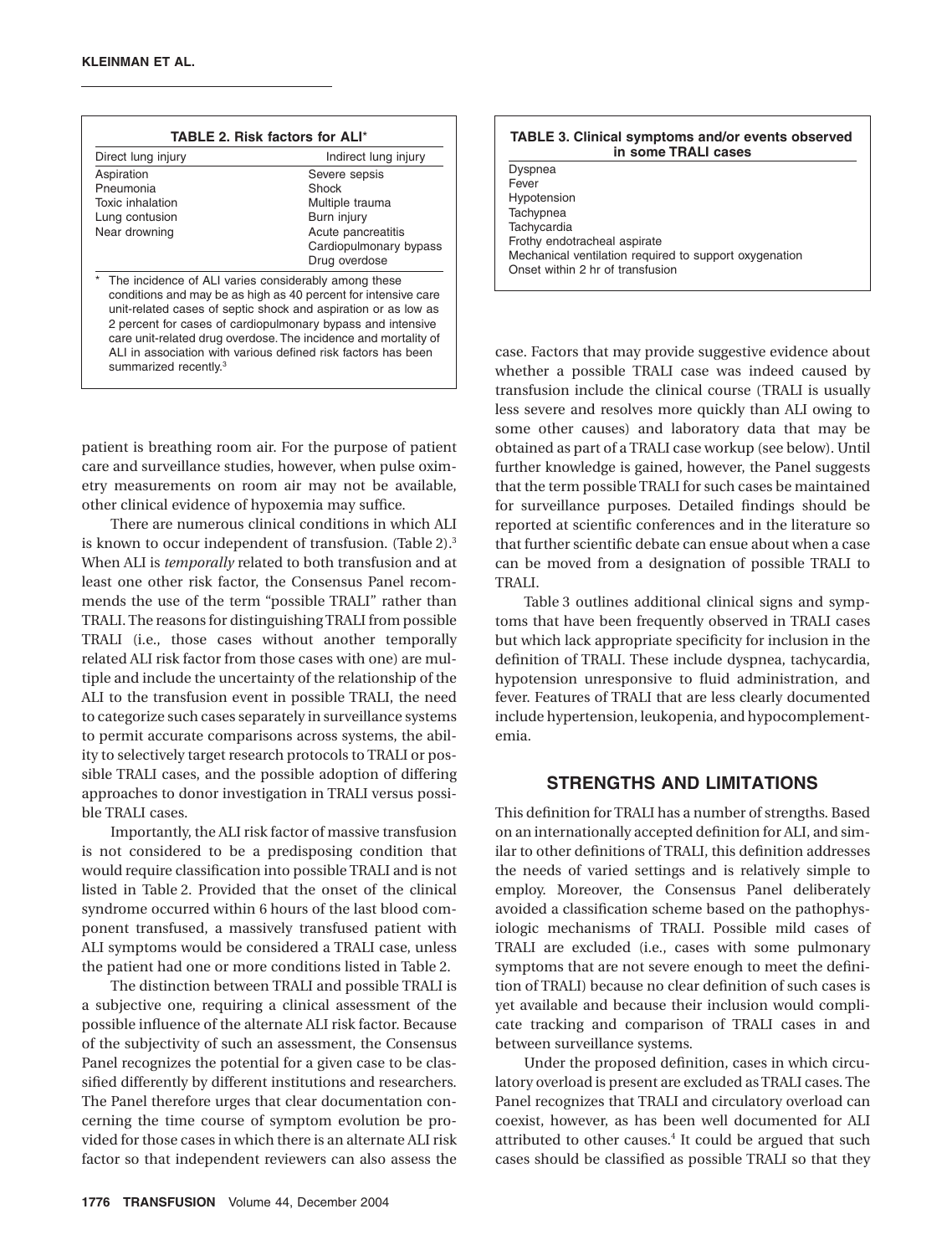**TABLE 2. Risk factors for ALI***

| Direct lung injury | Indirect lung injury |
|---|---|
| Aspiration | Severe sepsis |
| Pneumonia | Shock |
| Toxic inhalation | Multiple trauma |
| Lung contusion | Burn injury |
| Near drowning | Acute pancreatitis |
| | Cardiopulmonary bypass |
| | Drug overdose |

\* The incidence of ALI varies considerably among these conditions and may be as high as 40 percent for intensive care unit-related cases of septic shock and aspiration or as low as 2 percent for cases of cardiopulmonary bypass and intensive care unit-related drug overdose. The incidence and mortality of ALI in association with various defined risk factors has been summarized recently.[3]

patient is breathing room air. For the purpose of patient care and surveillance studies, however, when pulse oximetry measurements on room air may not be available, other clinical evidence of hypoxemia may suffice.

There are numerous clinical conditions in which ALI is known to occur independent of transfusion. (Table 2).[3] When ALI is *temporally* related to both transfusion and at least one other risk factor, the Consensus Panel recommends the use of the term "possible TRALI" rather than TRALI. The reasons for distinguishing TRALI from possible TRALI (i.e., those cases without another temporally related ALI risk factor from those cases with one) are multiple and include the uncertainty of the relationship of the ALI to the transfusion event in possible TRALI, the need to categorize such cases separately in surveillance systems to permit accurate comparisons across systems, the ability to selectively target research protocols to TRALI or possible TRALI cases, and the possible adoption of differing approaches to donor investigation in TRALI versus possible TRALI cases.

Importantly, the ALI risk factor of massive transfusion is not considered to be a predisposing condition that would require classification into possible TRALI and is not listed in Table 2. Provided that the onset of the clinical syndrome occurred within 6 hours of the last blood component transfused, a massively transfused patient with ALI symptoms would be considered a TRALI case, unless the patient had one or more conditions listed in Table 2.

The distinction between TRALI and possible TRALI is a subjective one, requiring a clinical assessment of the possible influence of the alternate ALI risk factor. Because of the subjectivity of such an assessment, the Consensus Panel recognizes the potential for a given case to be classified differently by different institutions and researchers. The Panel therefore urges that clear documentation concerning the time course of symptom evolution be provided for those cases in which there is an alternate ALI risk factor so that independent reviewers can also assess the case. Factors that may provide suggestive evidence about whether a possible TRALI case was indeed caused by transfusion include the clinical course (TRALI is usually less severe and resolves more quickly than ALI owing to some other causes) and laboratory data that may be obtained as part of a TRALI case workup (see below). Until further knowledge is gained, however, the Panel suggests that the term possible TRALI for such cases be maintained for surveillance purposes. Detailed findings should be reported at scientific conferences and in the literature so that further scientific debate can ensue about when a case can be moved from a designation of possible TRALI to TRALI.

**TABLE 3. Clinical symptoms and/or events observed in some TRALI cases**

| |
|---|
| Dyspnea |
| Fever |
| Hypotension |
| Tachypnea |
| Tachycardia |
| Frothy endotracheal aspirate |
| Mechanical ventilation required to support oxygenation |
| Onset within 2 hr of transfusion |

Table 3 outlines additional clinical signs and symptoms that have been frequently observed in TRALI cases but which lack appropriate specificity for inclusion in the definition of TRALI. These include dyspnea, tachycardia, hypotension unresponsive to fluid administration, and fever. Features of TRALI that are less clearly documented include hypertension, leukopenia, and hypocomplementemia.

## STRENGTHS AND LIMITATIONS

This definition for TRALI has a number of strengths. Based on an internationally accepted definition for ALI, and similar to other definitions of TRALI, this definition addresses the needs of varied settings and is relatively simple to employ. Moreover, the Consensus Panel deliberately avoided a classification scheme based on the pathophysiologic mechanisms of TRALI. Possible mild cases of TRALI are excluded (i.e., cases with some pulmonary symptoms that are not severe enough to meet the definition of TRALI) because no clear definition of such cases is yet available and because their inclusion would complicate tracking and comparison of TRALI cases in and between surveillance systems.

Under the proposed definition, cases in which circulatory overload is present are excluded as TRALI cases. The Panel recognizes that TRALI and circulatory overload can coexist, however, as has been well documented for ALI attributed to other causes.[4] It could be argued that such cases should be classified as possible TRALI so that they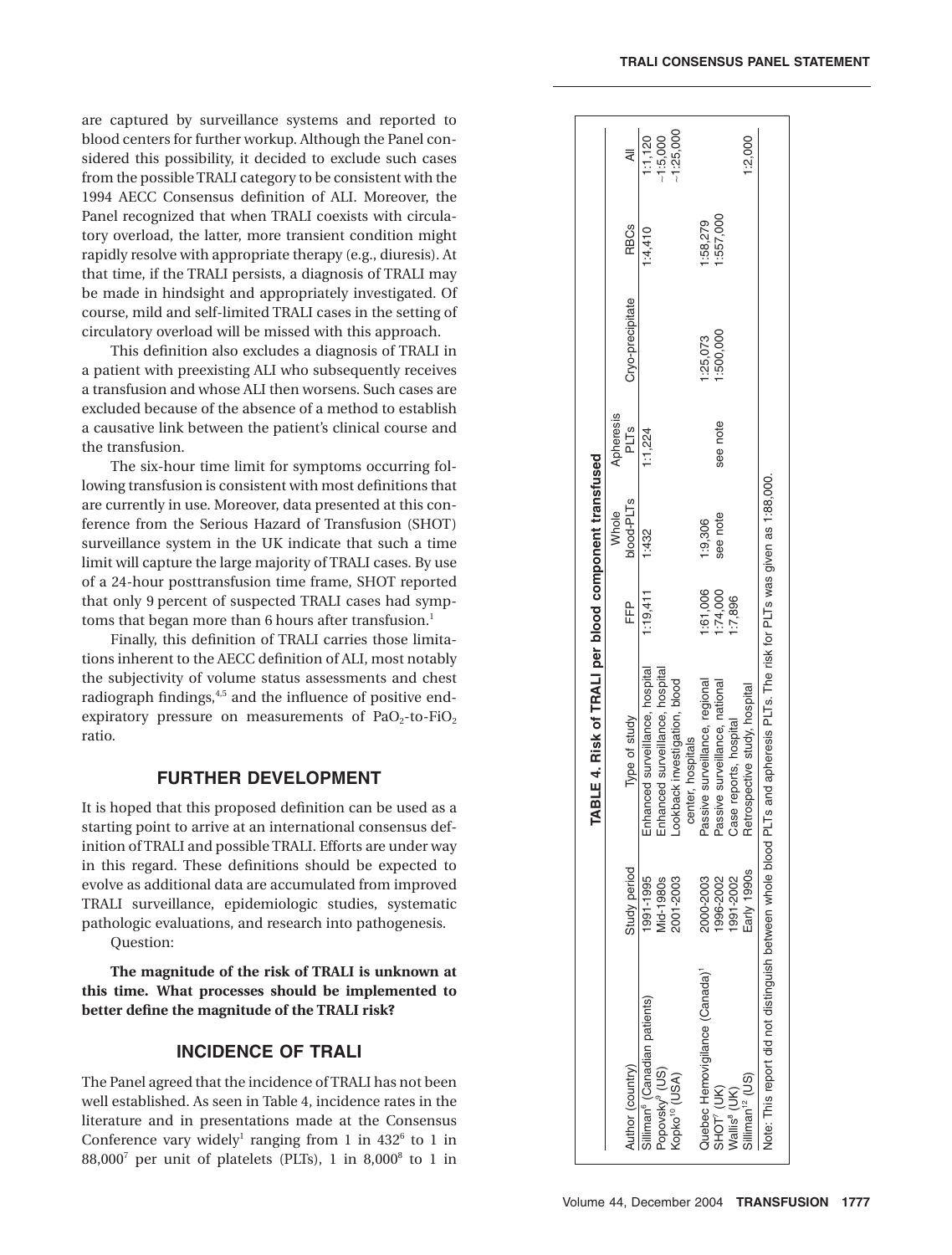are captured by surveillance systems and reported to blood centers for further workup. Although the Panel considered this possibility, it decided to exclude such cases from the possible TRALI category to be consistent with the 1994 AECC Consensus definition of ALI. Moreover, the Panel recognized that when TRALI coexists with circulatory overload, the latter, more transient condition might rapidly resolve with appropriate therapy (e.g., diuresis). At that time, if the TRALI persists, a diagnosis of TRALI may be made in hindsight and appropriately investigated. Of course, mild and self-limited TRALI cases in the setting of circulatory overload will be missed with this approach.

This definition also excludes a diagnosis of TRALI in a patient with preexisting ALI who subsequently receives a transfusion and whose ALI then worsens. Such cases are excluded because of the absence of a method to establish a causative link between the patient's clinical course and the transfusion.

The six-hour time limit for symptoms occurring following transfusion is consistent with most definitions that are currently in use. Moreover, data presented at this conference from the Serious Hazard of Transfusion (SHOT) surveillance system in the UK indicate that such a time limit will capture the large majority of TRALI cases. By use of a 24-hour posttransfusion time frame, SHOT reported that only 9 percent of suspected TRALI cases had symptoms that began more than 6 hours after transfusion.[1]

Finally, this definition of TRALI carries those limitations inherent to the AECC definition of ALI, most notably the subjectivity of volume status assessments and chest radiograph findings,[4,5] and the influence of positive end-expiratory pressure on measurements of $PaO_2$-to-$FiO_2$ ratio.

## FURTHER DEVELOPMENT

It is hoped that this proposed definition can be used as a starting point to arrive at an international consensus definition of TRALI and possible TRALI. Efforts are under way in this regard. These definitions should be expected to evolve as additional data are accumulated from improved TRALI surveillance, epidemiologic studies, systematic pathologic evaluations, and research into pathogenesis.

Question:

**The magnitude of the risk of TRALI is unknown at this time. What processes should be implemented to better define the magnitude of the TRALI risk?**

## INCIDENCE OF TRALI

The Panel agreed that the incidence of TRALI has not been well established. As seen in Table 4, incidence rates in the literature and in presentations made at the Consensus Conference vary widely[1] ranging from 1 in 432[6] to 1 in 88,000[7] per unit of platelets (PLTs), 1 in 8,000[8] to 1 in

**TABLE 4. Risk of TRALI per blood component transfused**

| Author (country) | Study period | Type of study | FFP | Whole blood-PLTs | Apheresis PLTs | Cryo-precipitate | RBCs | All |
|---|---|---|---|---|---|---|---|---|
| Silliman[6] (Canadian patients) | 1991-1995 | Enhanced surveillance, hospital | 1:19,411 | 1:432 | 1:1,224 | | 1:4,410 | 1:1,120 |
| Popovsky[9] (US) | Mid-1980s | Enhanced surveillance, hospital | | | | | | ~1:5,000 |
| Kopko[10] (USA) | 2001-2003 | Lookback investigation, blood center, hospitals | | | | | | ~1:25,000 |
| Quebec Hemovigilance (Canada)[1] | 2000-2003 | Passive surveillance, regional | 1:61,006 | 1:9,306 | | 1:25,073 | 1:58,279 | |
| SHOT[7] (UK) | 1996-2002 | Passive surveillance, national | 1:74,000 | see note | see note | 1:500,000 | 1:557,000 | |
| Wallis[8] (UK) | 1991-2002 | Case reports, hospital | 1:7,896 | | | | | |
| Silliman[12] (US) | Early 1990s | Retrospective study, hospital | | | | | | 1:2,000 |

Note: This report did not distinguish between whole blood PLTs and apheresis PLTs. The risk for PLTs was given as 1:88,000.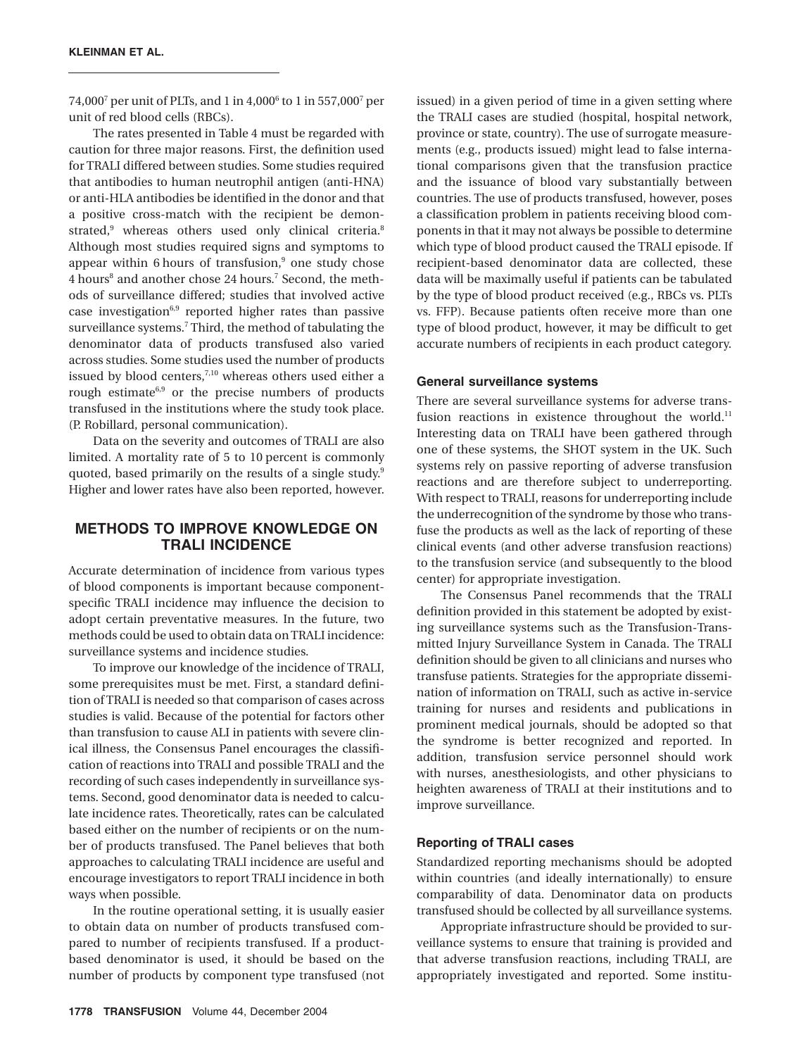74,000[7] per unit of PLTs, and 1 in 4,000[6] to 1 in 557,000[7] per unit of red blood cells (RBCs).

The rates presented in Table 4 must be regarded with caution for three major reasons. First, the definition used for TRALI differed between studies. Some studies required that antibodies to human neutrophil antigen (anti-HNA) or anti-HLA antibodies be identified in the donor and that a positive cross-match with the recipient be demonstrated,[9] whereas others used only clinical criteria.[8] Although most studies required signs and symptoms to appear within 6 hours of transfusion,[9] one study chose 4 hours[8] and another chose 24 hours.[7] Second, the methods of surveillance differed; studies that involved active case investigation[6,9] reported higher rates than passive surveillance systems.[7] Third, the method of tabulating the denominator data of products transfused also varied across studies. Some studies used the number of products issued by blood centers,[7,10] whereas others used either a rough estimate[6,9] or the precise numbers of products transfused in the institutions where the study took place. (P. Robillard, personal communication).

Data on the severity and outcomes of TRALI are also limited. A mortality rate of 5 to 10 percent is commonly quoted, based primarily on the results of a single study.[9] Higher and lower rates have also been reported, however.

## METHODS TO IMPROVE KNOWLEDGE ON TRALI INCIDENCE

Accurate determination of incidence from various types of blood components is important because component-specific TRALI incidence may influence the decision to adopt certain preventative measures. In the future, two methods could be used to obtain data on TRALI incidence: surveillance systems and incidence studies.

To improve our knowledge of the incidence of TRALI, some prerequisites must be met. First, a standard definition of TRALI is needed so that comparison of cases across studies is valid. Because of the potential for factors other than transfusion to cause ALI in patients with severe clinical illness, the Consensus Panel encourages the classification of reactions into TRALI and possible TRALI and the recording of such cases independently in surveillance systems. Second, good denominator data is needed to calculate incidence rates. Theoretically, rates can be calculated based either on the number of recipients or on the number of products transfused. The Panel believes that both approaches to calculating TRALI incidence are useful and encourage investigators to report TRALI incidence in both ways when possible.

In the routine operational setting, it is usually easier to obtain data on number of products transfused compared to number of recipients transfused. If a product-based denominator is used, it should be based on the number of products by component type transfused (not issued) in a given period of time in a given setting where the TRALI cases are studied (hospital, hospital network, province or state, country). The use of surrogate measurements (e.g., products issued) might lead to false international comparisons given that the transfusion practice and the issuance of blood vary substantially between countries. The use of products transfused, however, poses a classification problem in patients receiving blood components in that it may not always be possible to determine which type of blood product caused the TRALI episode. If recipient-based denominator data are collected, these data will be maximally useful if patients can be tabulated by the type of blood product received (e.g., RBCs vs. PLTs vs. FFP). Because patients often receive more than one type of blood product, however, it may be difficult to get accurate numbers of recipients in each product category.

### General surveillance systems

There are several surveillance systems for adverse transfusion reactions in existence throughout the world.[11] Interesting data on TRALI have been gathered through one of these systems, the SHOT system in the UK. Such systems rely on passive reporting of adverse transfusion reactions and are therefore subject to underreporting. With respect to TRALI, reasons for underreporting include the underrecognition of the syndrome by those who transfuse the products as well as the lack of reporting of these clinical events (and other adverse transfusion reactions) to the transfusion service (and subsequently to the blood center) for appropriate investigation.

The Consensus Panel recommends that the TRALI definition provided in this statement be adopted by existing surveillance systems such as the Transfusion-Transmitted Injury Surveillance System in Canada. The TRALI definition should be given to all clinicians and nurses who transfuse patients. Strategies for the appropriate dissemination of information on TRALI, such as active in-service training for nurses and residents and publications in prominent medical journals, should be adopted so that the syndrome is better recognized and reported. In addition, transfusion service personnel should work with nurses, anesthesiologists, and other physicians to heighten awareness of TRALI at their institutions and to improve surveillance.

### Reporting of TRALI cases

Standardized reporting mechanisms should be adopted within countries (and ideally internationally) to ensure comparability of data. Denominator data on products transfused should be collected by all surveillance systems.

Appropriate infrastructure should be provided to surveillance systems to ensure that training is provided and that adverse transfusion reactions, including TRALI, are appropriately investigated and reported. Some institu-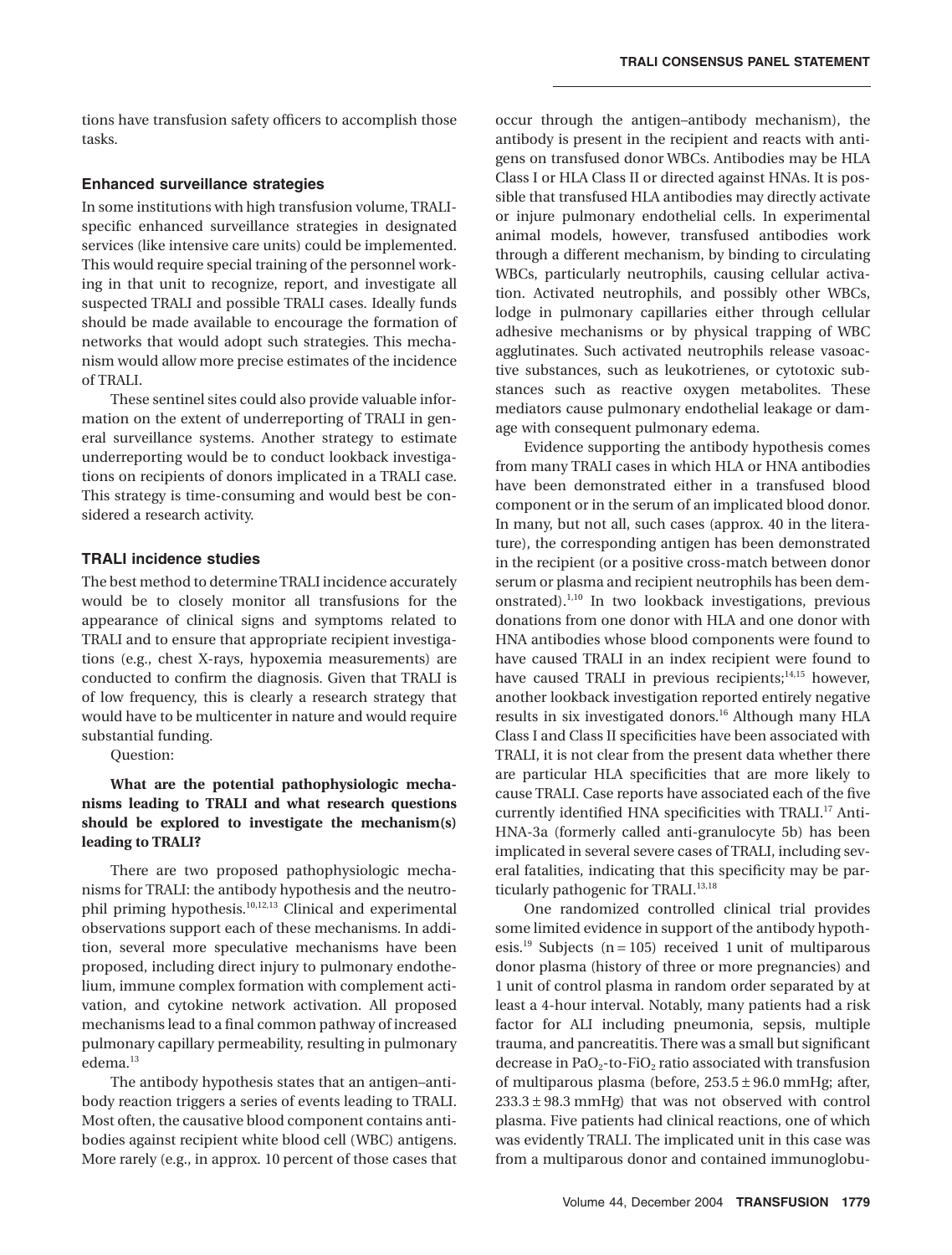tions have transfusion safety officers to accomplish those tasks.

### Enhanced surveillance strategies

In some institutions with high transfusion volume, TRALI-specific enhanced surveillance strategies in designated services (like intensive care units) could be implemented. This would require special training of the personnel working in that unit to recognize, report, and investigate all suspected TRALI and possible TRALI cases. Ideally funds should be made available to encourage the formation of networks that would adopt such strategies. This mechanism would allow more precise estimates of the incidence of TRALI.

These sentinel sites could also provide valuable information on the extent of underreporting of TRALI in general surveillance systems. Another strategy to estimate underreporting would be to conduct lookback investigations on recipients of donors implicated in a TRALI case. This strategy is time-consuming and would best be considered a research activity.

### TRALI incidence studies

The best method to determine TRALI incidence accurately would be to closely monitor all transfusions for the appearance of clinical signs and symptoms related to TRALI and to ensure that appropriate recipient investigations (e.g., chest X-rays, hypoxemia measurements) are conducted to confirm the diagnosis. Given that TRALI is of low frequency, this is clearly a research strategy that would have to be multicenter in nature and would require substantial funding.

Question:

**What are the potential pathophysiologic mechanisms leading to TRALI and what research questions should be explored to investigate the mechanism(s) leading to TRALI?**

There are two proposed pathophysiologic mechanisms for TRALI: the antibody hypothesis and the neutrophil priming hypothesis.[10,12,13] Clinical and experimental observations support each of these mechanisms. In addition, several more speculative mechanisms have been proposed, including direct injury to pulmonary endothelium, immune complex formation with complement activation, and cytokine network activation. All proposed mechanisms lead to a final common pathway of increased pulmonary capillary permeability, resulting in pulmonary edema.[13]

The antibody hypothesis states that an antigen–antibody reaction triggers a series of events leading to TRALI. Most often, the causative blood component contains antibodies against recipient white blood cell (WBC) antigens. More rarely (e.g., in approx. 10 percent of those cases that occur through the antigen–antibody mechanism), the antibody is present in the recipient and reacts with antigens on transfused donor WBCs. Antibodies may be HLA Class I or HLA Class II or directed against HNAs. It is possible that transfused HLA antibodies may directly activate or injure pulmonary endothelial cells. In experimental animal models, however, transfused antibodies work through a different mechanism, by binding to circulating WBCs, particularly neutrophils, causing cellular activation. Activated neutrophils, and possibly other WBCs, lodge in pulmonary capillaries either through cellular adhesive mechanisms or by physical trapping of WBC agglutinates. Such activated neutrophils release vasoactive substances, such as leukotrienes, or cytotoxic substances such as reactive oxygen metabolites. These mediators cause pulmonary endothelial leakage or damage with consequent pulmonary edema.

Evidence supporting the antibody hypothesis comes from many TRALI cases in which HLA or HNA antibodies have been demonstrated either in a transfused blood component or in the serum of an implicated blood donor. In many, but not all, such cases (approx. 40 in the literature), the corresponding antigen has been demonstrated in the recipient (or a positive cross-match between donor serum or plasma and recipient neutrophils has been demonstrated).[1,10] In two lookback investigations, previous donations from one donor with HLA and one donor with HNA antibodies whose blood components were found to have caused TRALI in an index recipient were found to have caused TRALI in previous recipients;[14,15] however, another lookback investigation reported entirely negative results in six investigated donors.[16] Although many HLA Class I and Class II specificities have been associated with TRALI, it is not clear from the present data whether there are particular HLA specificities that are more likely to cause TRALI. Case reports have associated each of the five currently identified HNA specificities with TRALI.[17] Anti-HNA-3a (formerly called anti-granulocyte 5b) has been implicated in several severe cases of TRALI, including several fatalities, indicating that this specificity may be particularly pathogenic for TRALI.[13,18]

One randomized controlled clinical trial provides some limited evidence in support of the antibody hypothesis.[19] Subjects ($n = 105$) received 1 unit of multiparous donor plasma (history of three or more pregnancies) and 1 unit of control plasma in random order separated by at least a 4-hour interval. Notably, many patients had a risk factor for ALI including pneumonia, sepsis, multiple trauma, and pancreatitis. There was a small but significant decrease in $PaO_2$-to-$FiO_2$ ratio associated with transfusion of multiparous plasma (before, $253.5 \pm 96.0$ mmHg; after, $233.3 \pm 98.3$ mmHg) that was not observed with control plasma. Five patients had clinical reactions, one of which was evidently TRALI. The implicated unit in this case was from a multiparous donor and contained immunoglobu-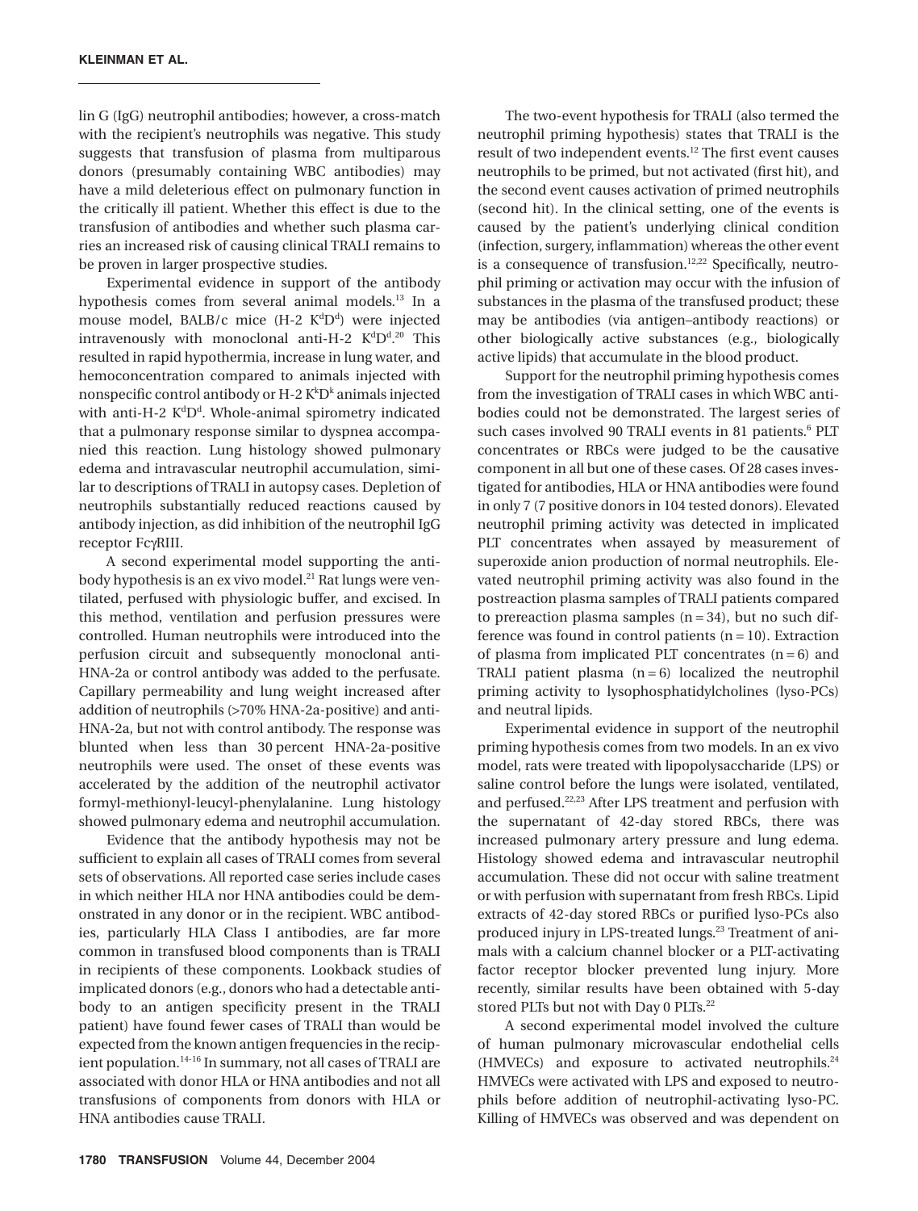lin G (IgG) neutrophil antibodies; however, a cross-match with the recipient's neutrophils was negative. This study suggests that transfusion of plasma from multiparous donors (presumably containing WBC antibodies) may have a mild deleterious effect on pulmonary function in the critically ill patient. Whether this effect is due to the transfusion of antibodies and whether such plasma carries an increased risk of causing clinical TRALI remains to be proven in larger prospective studies.

Experimental evidence in support of the antibody hypothesis comes from several animal models.[13] In a mouse model, BALB/c mice (H-2 $K^dD^d$) were injected intravenously with monoclonal anti-H-2 $K^dD^d$.[20] This resulted in rapid hypothermia, increase in lung water, and hemoconcentration compared to animals injected with nonspecific control antibody or H-2 $K^kD^k$ animals injected with anti-H-2 $K^dD^d$. Whole-animal spirometry indicated that a pulmonary response similar to dyspnea accompanied this reaction. Lung histology showed pulmonary edema and intravascular neutrophil accumulation, similar to descriptions of TRALI in autopsy cases. Depletion of neutrophils substantially reduced reactions caused by antibody injection, as did inhibition of the neutrophil IgG receptor FcγRIII.

A second experimental model supporting the antibody hypothesis is an ex vivo model.[21] Rat lungs were ventilated, perfused with physiologic buffer, and excised. In this method, ventilation and perfusion pressures were controlled. Human neutrophils were introduced into the perfusion circuit and subsequently monoclonal anti-HNA-2a or control antibody was added to the perfusate. Capillary permeability and lung weight increased after addition of neutrophils (>70% HNA-2a-positive) and anti-HNA-2a, but not with control antibody. The response was blunted when less than 30 percent HNA-2a-positive neutrophils were used. The onset of these events was accelerated by the addition of the neutrophil activator formyl-methionyl-leucyl-phenylalanine. Lung histology showed pulmonary edema and neutrophil accumulation.

Evidence that the antibody hypothesis may not be sufficient to explain all cases of TRALI comes from several sets of observations. All reported case series include cases in which neither HLA nor HNA antibodies could be demonstrated in any donor or in the recipient. WBC antibodies, particularly HLA Class I antibodies, are far more common in transfused blood components than is TRALI in recipients of these components. Lookback studies of implicated donors (e.g., donors who had a detectable antibody to an antigen specificity present in the TRALI patient) have found fewer cases of TRALI than would be expected from the known antigen frequencies in the recipient population.[14-16] In summary, not all cases of TRALI are associated with donor HLA or HNA antibodies and not all transfusions of components from donors with HLA or HNA antibodies cause TRALI.

The two-event hypothesis for TRALI (also termed the neutrophil priming hypothesis) states that TRALI is the result of two independent events.[12] The first event causes neutrophils to be primed, but not activated (first hit), and the second event causes activation of primed neutrophils (second hit). In the clinical setting, one of the events is caused by the patient's underlying clinical condition (infection, surgery, inflammation) whereas the other event is a consequence of transfusion.[12,22] Specifically, neutrophil priming or activation may occur with the infusion of substances in the plasma of the transfused product; these may be antibodies (via antigen–antibody reactions) or other biologically active substances (e.g., biologically active lipids) that accumulate in the blood product.

Support for the neutrophil priming hypothesis comes from the investigation of TRALI cases in which WBC antibodies could not be demonstrated. The largest series of such cases involved 90 TRALI events in 81 patients.[6] PLT concentrates or RBCs were judged to be the causative component in all but one of these cases. Of 28 cases investigated for antibodies, HLA or HNA antibodies were found in only 7 (7 positive donors in 104 tested donors). Elevated neutrophil priming activity was detected in implicated PLT concentrates when assayed by measurement of superoxide anion production of normal neutrophils. Elevated neutrophil priming activity was also found in the postreaction plasma samples of TRALI patients compared to prereaction plasma samples ($n = 34$), but no such difference was found in control patients ($n = 10$). Extraction of plasma from implicated PLT concentrates ($n = 6$) and TRALI patient plasma ($n = 6$) localized the neutrophil priming activity to lysophosphatidylcholines (lyso-PCs) and neutral lipids.

Experimental evidence in support of the neutrophil priming hypothesis comes from two models. In an ex vivo model, rats were treated with lipopolysaccharide (LPS) or saline control before the lungs were isolated, ventilated, and perfused.[22,23] After LPS treatment and perfusion with the supernatant of 42-day stored RBCs, there was increased pulmonary artery pressure and lung edema. Histology showed edema and intravascular neutrophil accumulation. These did not occur with saline treatment or with perfusion with supernatant from fresh RBCs. Lipid extracts of 42-day stored RBCs or purified lyso-PCs also produced injury in LPS-treated lungs.[23] Treatment of animals with a calcium channel blocker or a PLT-activating factor receptor blocker prevented lung injury. More recently, similar results have been obtained with 5-day stored PLTs but not with Day 0 PLTs.[22]

A second experimental model involved the culture of human pulmonary microvascular endothelial cells (HMVECs) and exposure to activated neutrophils.[24] HMVECs were activated with LPS and exposed to neutrophils before addition of neutrophil-activating lyso-PC. Killing of HMVECs was observed and was dependent on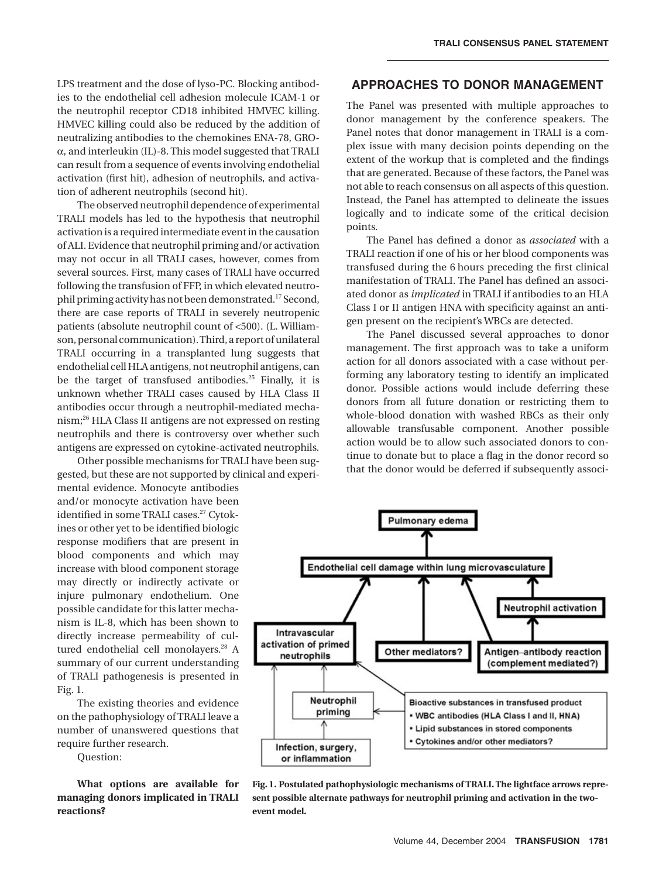LPS treatment and the dose of lyso-PC. Blocking antibodies to the endothelial cell adhesion molecule ICAM-1 or the neutrophil receptor CD18 inhibited HMVEC killing. HMVEC killing could also be reduced by the addition of neutralizing antibodies to the chemokines ENA-78, GRO-$\alpha$, and interleukin (IL)-8. This model suggested that TRALI can result from a sequence of events involving endothelial activation (first hit), adhesion of neutrophils, and activation of adherent neutrophils (second hit).

The observed neutrophil dependence of experimental TRALI models has led to the hypothesis that neutrophil activation is a required intermediate event in the causation of ALI. Evidence that neutrophil priming and/or activation may not occur in all TRALI cases, however, comes from several sources. First, many cases of TRALI have occurred following the transfusion of FFP, in which elevated neutrophil priming activity has not been demonstrated.[17] Second, there are case reports of TRALI in severely neutropenic patients (absolute neutrophil count of <500). (L. Williamson, personal communication). Third, a report of unilateral TRALI occurring in a transplanted lung suggests that endothelial cell HLA antigens, not neutrophil antigens, can be the target of transfused antibodies.[25] Finally, it is unknown whether TRALI cases caused by HLA Class II antibodies occur through a neutrophil-mediated mechanism;[26] HLA Class II antigens are not expressed on resting neutrophils and there is controversy over whether such antigens are expressed on cytokine-activated neutrophils.

Other possible mechanisms for TRALI have been suggested, but these are not supported by clinical and experimental evidence. Monocyte antibodies and/or monocyte activation have been identified in some TRALI cases.[27] Cytokines or other yet to be identified biologic response modifiers that are present in blood components and which may increase with blood component storage may directly or indirectly activate or injure pulmonary endothelium. One possible candidate for this latter mechanism is IL-8, which has been shown to directly increase permeability of cultured endothelial cell monolayers.[28] A summary of our current understanding of TRALI pathogenesis is presented in Fig. 1.

The existing theories and evidence on the pathophysiology of TRALI leave a number of unanswered questions that require further research.

Question:

**What options are available for managing donors implicated in TRALI reactions?**

## APPROACHES TO DONOR MANAGEMENT

The Panel was presented with multiple approaches to donor management by the conference speakers. The Panel notes that donor management in TRALI is a complex issue with many decision points depending on the extent of the workup that is completed and the findings that are generated. Because of these factors, the Panel was not able to reach consensus on all aspects of this question. Instead, the Panel has attempted to delineate the issues logically and to indicate some of the critical decision points.

The Panel has defined a donor as *associated* with a TRALI reaction if one of his or her blood components was transfused during the 6 hours preceding the first clinical manifestation of TRALI. The Panel has defined an associated donor as *implicated* in TRALI if antibodies to an HLA Class I or II antigen HNA with specificity against an antigen present on the recipient's WBCs are detected.

The Panel discussed several approaches to donor management. The first approach was to take a uniform action for all donors associated with a case without performing any laboratory testing to identify an implicated donor. Possible actions would include deferring these donors from all future donation or restricting them to whole-blood donation with washed RBCs as their only allowable transfusable component. Another possible action would be to allow such associated donors to continue to donate but to place a flag in the donor record so that the donor would be deferred if subsequently associ-

Pulmonary edema

Endothelial cell damage within lung microvasculature

Neutrophil activation

Intravascular activation of primed neutrophils

Other mediators?

Antigen–antibody reaction (complement mediated?)

Neutrophil priming

Bioactive substances in transfused product
- WBC antibodies (HLA Class I and II, HNA)
- Lipid substances in stored components
- Cytokines and/or other mediators?

Infection, surgery, or inflammation

**Fig. 1. Postulated pathophysiologic mechanisms of TRALI. The lightface arrows represent possible alternate pathways for neutrophil priming and activation in the two-event model.**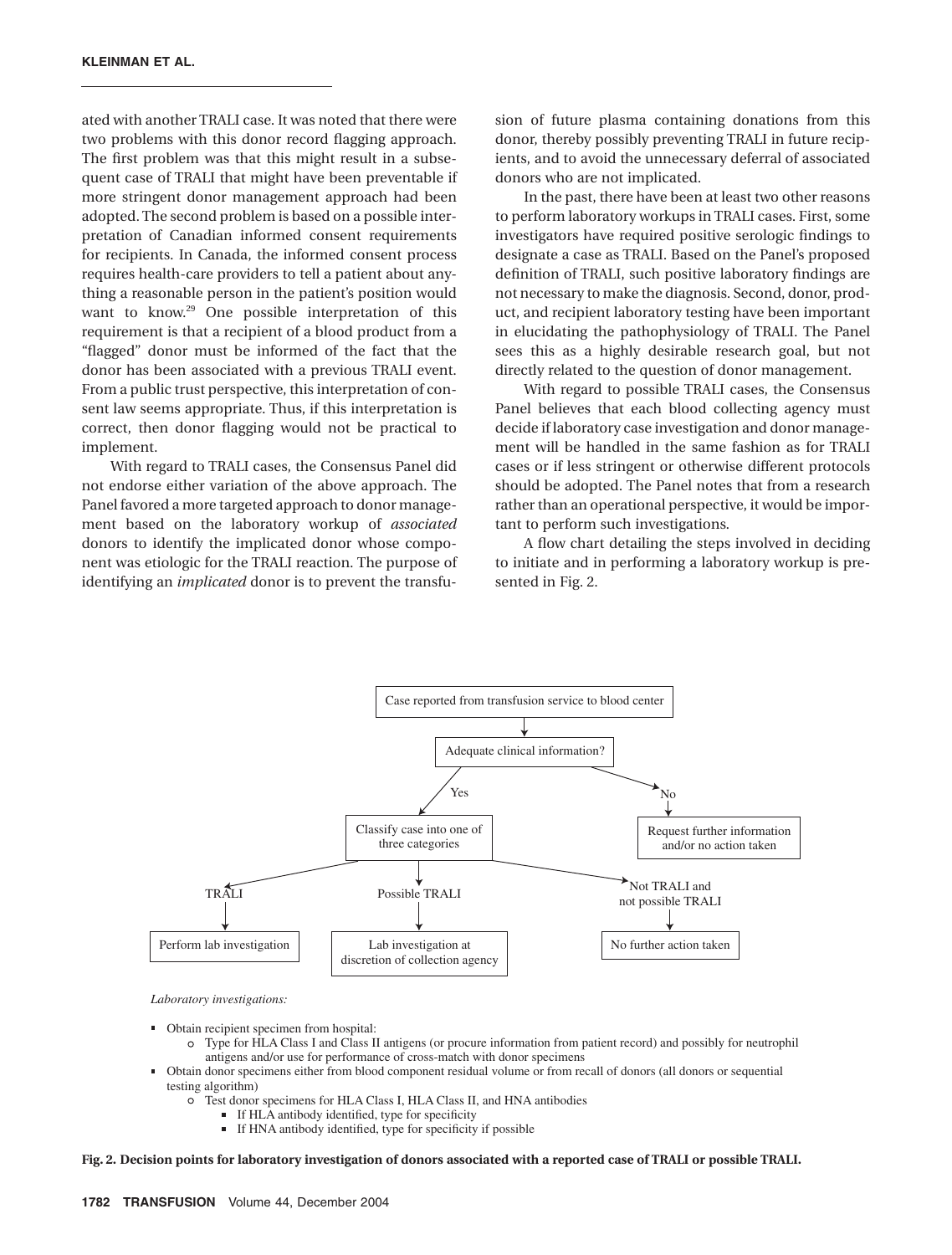ated with another TRALI case. It was noted that there were two problems with this donor record flagging approach. The first problem was that this might result in a subsequent case of TRALI that might have been preventable if more stringent donor management approach had been adopted. The second problem is based on a possible interpretation of Canadian informed consent requirements for recipients. In Canada, the informed consent process requires health-care providers to tell a patient about anything a reasonable person in the patient's position would want to know.[29] One possible interpretation of this requirement is that a recipient of a blood product from a "flagged" donor must be informed of the fact that the donor has been associated with a previous TRALI event. From a public trust perspective, this interpretation of consent law seems appropriate. Thus, if this interpretation is correct, then donor flagging would not be practical to implement.

With regard to TRALI cases, the Consensus Panel did not endorse either variation of the above approach. The Panel favored a more targeted approach to donor management based on the laboratory workup of *associated* donors to identify the implicated donor whose component was etiologic for the TRALI reaction. The purpose of identifying an *implicated* donor is to prevent the transfusion of future plasma containing donations from this donor, thereby possibly preventing TRALI in future recipients, and to avoid the unnecessary deferral of associated donors who are not implicated.

In the past, there have been at least two other reasons to perform laboratory workups in TRALI cases. First, some investigators have required positive serologic findings to designate a case as TRALI. Based on the Panel's proposed definition of TRALI, such positive laboratory findings are not necessary to make the diagnosis. Second, donor, product, and recipient laboratory testing have been important in elucidating the pathophysiology of TRALI. The Panel sees this as a highly desirable research goal, but not directly related to the question of donor management.

With regard to possible TRALI cases, the Consensus Panel believes that each blood collecting agency must decide if laboratory case investigation and donor management will be handled in the same fashion as for TRALI cases or if less stringent or otherwise different protocols should be adopted. The Panel notes that from a research rather than an operational perspective, it would be important to perform such investigations.

A flow chart detailing the steps involved in deciding to initiate and in performing a laboratory workup is presented in Fig. 2.

Case reported from transfusion service to blood center

↓

Adequate clinical information?

- **Yes** → Classify case into one of three categories
  - **TRALI** → Perform lab investigation
  - **Possible TRALI** → Lab investigation at discretion of collection agency
  - **Not TRALI and not possible TRALI** → No further action taken
- **No** → Request further information and/or no action taken

*Laboratory investigations:*

- Obtain recipient specimen from hospital:
  - Type for HLA Class I and Class II antigens (or procure information from patient record) and possibly for neutrophil antigens and/or use for performance of cross-match with donor specimens
- Obtain donor specimens either from blood component residual volume or from recall of donors (all donors or sequential testing algorithm)
  - Test donor specimens for HLA Class I, HLA Class II, and HNA antibodies
    - If HLA antibody identified, type for specificity
    - If HNA antibody identified, type for specificity if possible

**Fig. 2. Decision points for laboratory investigation of donors associated with a reported case of TRALI or possible TRALI.**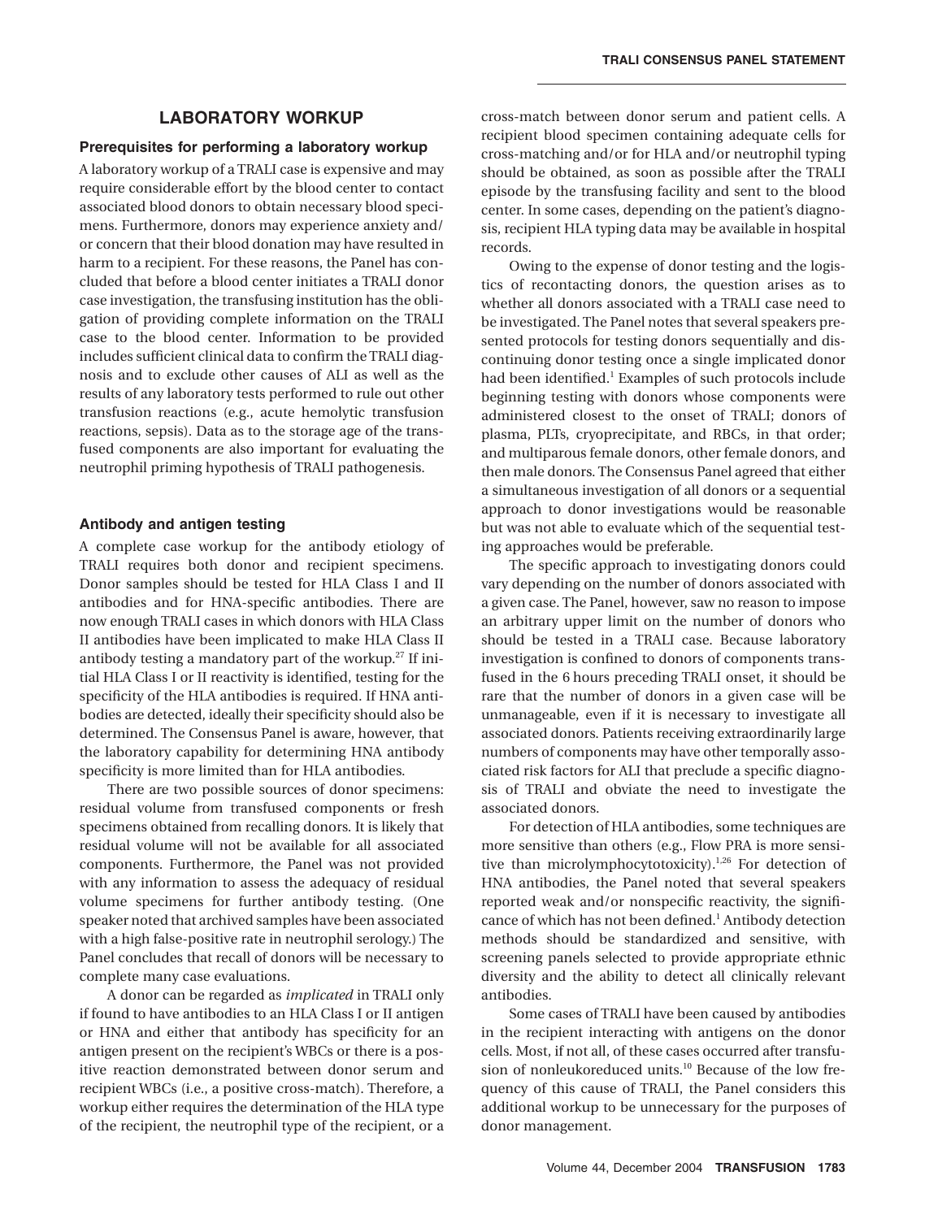## LABORATORY WORKUP

### Prerequisites for performing a laboratory workup

A laboratory workup of a TRALI case is expensive and may require considerable effort by the blood center to contact associated blood donors to obtain necessary blood specimens. Furthermore, donors may experience anxiety and/or concern that their blood donation may have resulted in harm to a recipient. For these reasons, the Panel has concluded that before a blood center initiates a TRALI donor case investigation, the transfusing institution has the obligation of providing complete information on the TRALI case to the blood center. Information to be provided includes sufficient clinical data to confirm the TRALI diagnosis and to exclude other causes of ALI as well as the results of any laboratory tests performed to rule out other transfusion reactions (e.g., acute hemolytic transfusion reactions, sepsis). Data as to the storage age of the transfused components are also important for evaluating the neutrophil priming hypothesis of TRALI pathogenesis.

### Antibody and antigen testing

A complete case workup for the antibody etiology of TRALI requires both donor and recipient specimens. Donor samples should be tested for HLA Class I and II antibodies and for HNA-specific antibodies. There are now enough TRALI cases in which donors with HLA Class II antibodies have been implicated to make HLA Class II antibody testing a mandatory part of the workup.[27] If initial HLA Class I or II reactivity is identified, testing for the specificity of the HLA antibodies is required. If HNA antibodies are detected, ideally their specificity should also be determined. The Consensus Panel is aware, however, that the laboratory capability for determining HNA antibody specificity is more limited than for HLA antibodies.

There are two possible sources of donor specimens: residual volume from transfused components or fresh specimens obtained from recalling donors. It is likely that residual volume will not be available for all associated components. Furthermore, the Panel was not provided with any information to assess the adequacy of residual volume specimens for further antibody testing. (One speaker noted that archived samples have been associated with a high false-positive rate in neutrophil serology.) The Panel concludes that recall of donors will be necessary to complete many case evaluations.

A donor can be regarded as *implicated* in TRALI only if found to have antibodies to an HLA Class I or II antigen or HNA and either that antibody has specificity for an antigen present on the recipient's WBCs or there is a positive reaction demonstrated between donor serum and recipient WBCs (i.e., a positive cross-match). Therefore, a workup either requires the determination of the HLA type of the recipient, the neutrophil type of the recipient, or a cross-match between donor serum and patient cells. A recipient blood specimen containing adequate cells for cross-matching and/or for HLA and/or neutrophil typing should be obtained, as soon as possible after the TRALI episode by the transfusing facility and sent to the blood center. In some cases, depending on the patient's diagnosis, recipient HLA typing data may be available in hospital records.

Owing to the expense of donor testing and the logistics of recontacting donors, the question arises as to whether all donors associated with a TRALI case need to be investigated. The Panel notes that several speakers presented protocols for testing donors sequentially and discontinuing donor testing once a single implicated donor had been identified.[1] Examples of such protocols include beginning testing with donors whose components were administered closest to the onset of TRALI; donors of plasma, PLTs, cryoprecipitate, and RBCs, in that order; and multiparous female donors, other female donors, and then male donors. The Consensus Panel agreed that either a simultaneous investigation of all donors or a sequential approach to donor investigations would be reasonable but was not able to evaluate which of the sequential testing approaches would be preferable.

The specific approach to investigating donors could vary depending on the number of donors associated with a given case. The Panel, however, saw no reason to impose an arbitrary upper limit on the number of donors who should be tested in a TRALI case. Because laboratory investigation is confined to donors of components transfused in the 6 hours preceding TRALI onset, it should be rare that the number of donors in a given case will be unmanageable, even if it is necessary to investigate all associated donors. Patients receiving extraordinarily large numbers of components may have other temporally associated risk factors for ALI that preclude a specific diagnosis of TRALI and obviate the need to investigate the associated donors.

For detection of HLA antibodies, some techniques are more sensitive than others (e.g., Flow PRA is more sensitive than microlymphocytotoxicity).[1,26] For detection of HNA antibodies, the Panel noted that several speakers reported weak and/or nonspecific reactivity, the significance of which has not been defined.[1] Antibody detection methods should be standardized and sensitive, with screening panels selected to provide appropriate ethnic diversity and the ability to detect all clinically relevant antibodies.

Some cases of TRALI have been caused by antibodies in the recipient interacting with antigens on the donor cells. Most, if not all, of these cases occurred after transfusion of nonleukoreduced units.[10] Because of the low frequency of this cause of TRALI, the Panel considers this additional workup to be unnecessary for the purposes of donor management.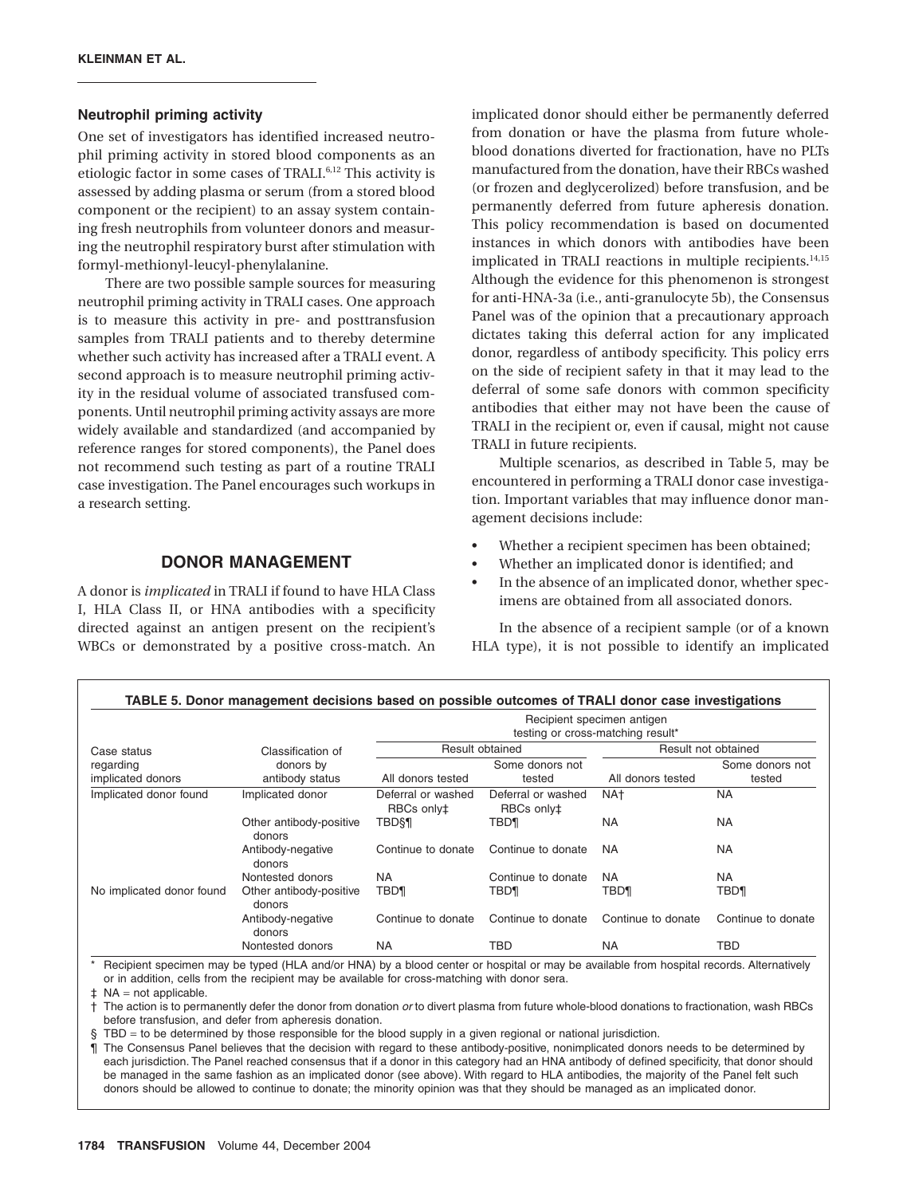### Neutrophil priming activity

One set of investigators has identified increased neutrophil priming activity in stored blood components as an etiologic factor in some cases of TRALI.[6,12] This activity is assessed by adding plasma or serum (from a stored blood component or the recipient) to an assay system containing fresh neutrophils from volunteer donors and measuring the neutrophil respiratory burst after stimulation with formyl-methionyl-leucyl-phenylalanine.

There are two possible sample sources for measuring neutrophil priming activity in TRALI cases. One approach is to measure this activity in pre- and posttransfusion samples from TRALI patients and to thereby determine whether such activity has increased after a TRALI event. A second approach is to measure neutrophil priming activity in the residual volume of associated transfused components. Until neutrophil priming activity assays are more widely available and standardized (and accompanied by reference ranges for stored components), the Panel does not recommend such testing as part of a routine TRALI case investigation. The Panel encourages such workups in a research setting.

## DONOR MANAGEMENT

A donor is *implicated* in TRALI if found to have HLA Class I, HLA Class II, or HNA antibodies with a specificity directed against an antigen present on the recipient's WBCs or demonstrated by a positive cross-match. An implicated donor should either be permanently deferred from donation or have the plasma from future whole-blood donations diverted for fractionation, have no PLTs manufactured from the donation, have their RBCs washed (or frozen and deglycerolized) before transfusion, and be permanently deferred from future apheresis donation. This policy recommendation is based on documented instances in which donors with antibodies have been implicated in TRALI reactions in multiple recipients.[14,15] Although the evidence for this phenomenon is strongest for anti-HNA-3a (i.e., anti-granulocyte 5b), the Consensus Panel was of the opinion that a precautionary approach dictates taking this deferral action for any implicated donor, regardless of antibody specificity. This policy errs on the side of recipient safety in that it may lead to the deferral of some safe donors with common specificity antibodies that either may not have been the cause of TRALI in the recipient or, even if causal, might not cause TRALI in future recipients.

Multiple scenarios, as described in Table 5, may be encountered in performing a TRALI donor case investigation. Important variables that may influence donor management decisions include:

- Whether a recipient specimen has been obtained;
- Whether an implicated donor is identified; and
- In the absence of an implicated donor, whether specimens are obtained from all associated donors.

In the absence of a recipient sample (or of a known HLA type), it is not possible to identify an implicated

**TABLE 5. Donor management decisions based on possible outcomes of TRALI donor case investigations**

| Case status regarding implicated donors | Classification of donors by antibody status | Recipient specimen antigen testing or cross-matching result* | | | |
|---|---|---|---|---|---|
| | | Result obtained | | Result not obtained | |
| | | All donors tested | Some donors not tested | All donors tested | Some donors not tested |
| Implicated donor found | Implicated donor | Deferral or washed RBCs only‡ | Deferral or washed RBCs only‡ | NA† | NA |
| | Other antibody-positive donors | TBD§¶ | TBD¶ | NA | NA |
| | Antibody-negative donors | Continue to donate | Continue to donate | NA | NA |
| | Nontested donors | NA | Continue to donate | NA | NA |
| No implicated donor found | Other antibody-positive donors | TBD¶ | TBD¶ | TBD¶ | TBD¶ |
| | Antibody-negative donors | Continue to donate | Continue to donate | Continue to donate | Continue to donate |
| | Nontested donors | NA | TBD | NA | TBD |

\* Recipient specimen may be typed (HLA and/or HNA) by a blood center or hospital or may be available from hospital records. Alternatively or in addition, cells from the recipient may be available for cross-matching with donor sera.

‡ NA = not applicable.

† The action is to permanently defer the donor from donation *or* to divert plasma from future whole-blood donations to fractionation, wash RBCs before transfusion, and defer from apheresis donation.

§ TBD = to be determined by those responsible for the blood supply in a given regional or national jurisdiction.

¶ The Consensus Panel believes that the decision with regard to these antibody-positive, nonimplicated donors needs to be determined by each jurisdiction. The Panel reached consensus that if a donor in this category had an HNA antibody of defined specificity, that donor should be managed in the same fashion as an implicated donor (see above). With regard to HLA antibodies, the majority of the Panel felt such donors should be allowed to continue to donate; the minority opinion was that they should be managed as an implicated donor.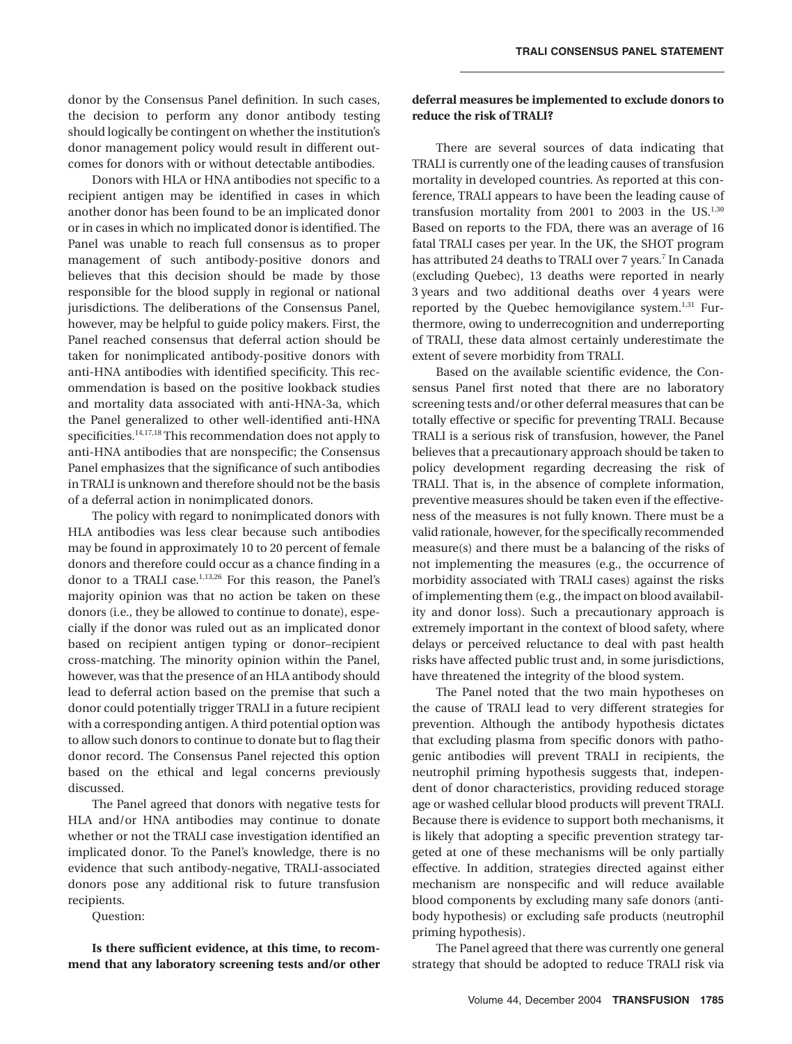donor by the Consensus Panel definition. In such cases, the decision to perform any donor antibody testing should logically be contingent on whether the institution's donor management policy would result in different outcomes for donors with or without detectable antibodies.

Donors with HLA or HNA antibodies not specific to a recipient antigen may be identified in cases in which another donor has been found to be an implicated donor or in cases in which no implicated donor is identified. The Panel was unable to reach full consensus as to proper management of such antibody-positive donors and believes that this decision should be made by those responsible for the blood supply in regional or national jurisdictions. The deliberations of the Consensus Panel, however, may be helpful to guide policy makers. First, the Panel reached consensus that deferral action should be taken for nonimplicated antibody-positive donors with anti-HNA antibodies with identified specificity. This recommendation is based on the positive lookback studies and mortality data associated with anti-HNA-3a, which the Panel generalized to other well-identified anti-HNA specificities.[14,17,18] This recommendation does not apply to anti-HNA antibodies that are nonspecific; the Consensus Panel emphasizes that the significance of such antibodies in TRALI is unknown and therefore should not be the basis of a deferral action in nonimplicated donors.

The policy with regard to nonimplicated donors with HLA antibodies was less clear because such antibodies may be found in approximately 10 to 20 percent of female donors and therefore could occur as a chance finding in a donor to a TRALI case.[1,13,26] For this reason, the Panel's majority opinion was that no action be taken on these donors (i.e., they be allowed to continue to donate), especially if the donor was ruled out as an implicated donor based on recipient antigen typing or donor–recipient cross-matching. The minority opinion within the Panel, however, was that the presence of an HLA antibody should lead to deferral action based on the premise that such a donor could potentially trigger TRALI in a future recipient with a corresponding antigen. A third potential option was to allow such donors to continue to donate but to flag their donor record. The Consensus Panel rejected this option based on the ethical and legal concerns previously discussed.

The Panel agreed that donors with negative tests for HLA and/or HNA antibodies may continue to donate whether or not the TRALI case investigation identified an implicated donor. To the Panel's knowledge, there is no evidence that such antibody-negative, TRALI-associated donors pose any additional risk to future transfusion recipients.

Question:

**Is there sufficient evidence, at this time, to recommend that any laboratory screening tests and/or other deferral measures be implemented to exclude donors to reduce the risk of TRALI?**

There are several sources of data indicating that TRALI is currently one of the leading causes of transfusion mortality in developed countries. As reported at this conference, TRALI appears to have been the leading cause of transfusion mortality from 2001 to 2003 in the US.[1,30] Based on reports to the FDA, there was an average of 16 fatal TRALI cases per year. In the UK, the SHOT program has attributed 24 deaths to TRALI over 7 years.[7] In Canada (excluding Quebec), 13 deaths were reported in nearly 3 years and two additional deaths over 4 years were reported by the Quebec hemovigilance system.[1,31] Furthermore, owing to underrecognition and underreporting of TRALI, these data almost certainly underestimate the extent of severe morbidity from TRALI.

Based on the available scientific evidence, the Consensus Panel first noted that there are no laboratory screening tests and/or other deferral measures that can be totally effective or specific for preventing TRALI. Because TRALI is a serious risk of transfusion, however, the Panel believes that a precautionary approach should be taken to policy development regarding decreasing the risk of TRALI. That is, in the absence of complete information, preventive measures should be taken even if the effectiveness of the measures is not fully known. There must be a valid rationale, however, for the specifically recommended measure(s) and there must be a balancing of the risks of not implementing the measures (e.g., the occurrence of morbidity associated with TRALI cases) against the risks of implementing them (e.g., the impact on blood availability and donor loss). Such a precautionary approach is extremely important in the context of blood safety, where delays or perceived reluctance to deal with past health risks have affected public trust and, in some jurisdictions, have threatened the integrity of the blood system.

The Panel noted that the two main hypotheses on the cause of TRALI lead to very different strategies for prevention. Although the antibody hypothesis dictates that excluding plasma from specific donors with pathogenic antibodies will prevent TRALI in recipients, the neutrophil priming hypothesis suggests that, independent of donor characteristics, providing reduced storage age or washed cellular blood products will prevent TRALI. Because there is evidence to support both mechanisms, it is likely that adopting a specific prevention strategy targeted at one of these mechanisms will be only partially effective. In addition, strategies directed against either mechanism are nonspecific and will reduce available blood components by excluding many safe donors (antibody hypothesis) or excluding safe products (neutrophil priming hypothesis).

The Panel agreed that there was currently one general strategy that should be adopted to reduce TRALI risk via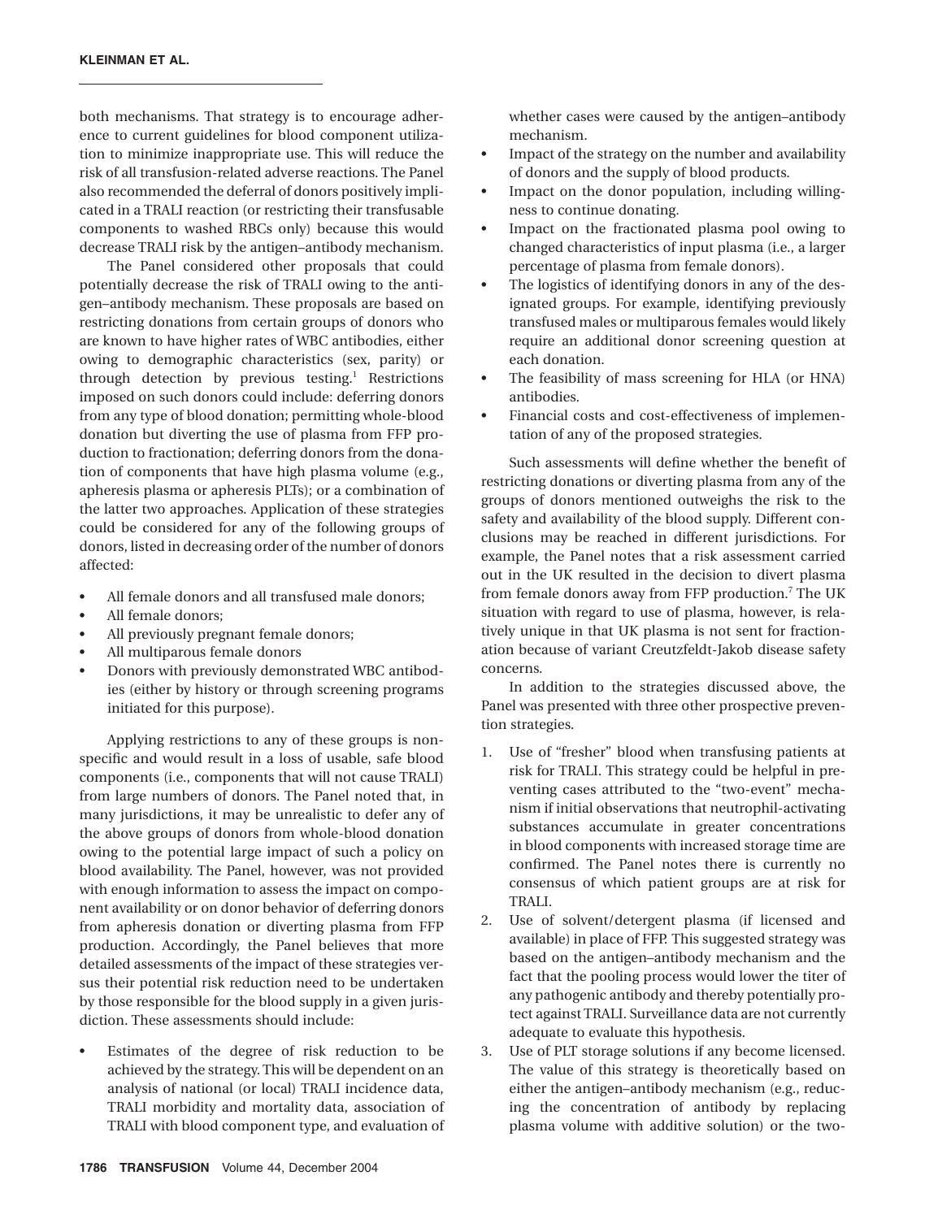both mechanisms. That strategy is to encourage adherence to current guidelines for blood component utilization to minimize inappropriate use. This will reduce the risk of all transfusion-related adverse reactions. The Panel also recommended the deferral of donors positively implicated in a TRALI reaction (or restricting their transfusable components to washed RBCs only) because this would decrease TRALI risk by the antigen–antibody mechanism.

The Panel considered other proposals that could potentially decrease the risk of TRALI owing to the antigen–antibody mechanism. These proposals are based on restricting donations from certain groups of donors who are known to have higher rates of WBC antibodies, either owing to demographic characteristics (sex, parity) or through detection by previous testing.[1] Restrictions imposed on such donors could include: deferring donors from any type of blood donation; permitting whole-blood donation but diverting the use of plasma from FFP production to fractionation; deferring donors from the donation of components that have high plasma volume (e.g., apheresis plasma or apheresis PLTs); or a combination of the latter two approaches. Application of these strategies could be considered for any of the following groups of donors, listed in decreasing order of the number of donors affected:

- All female donors and all transfused male donors;
- All female donors;
- All previously pregnant female donors;
- All multiparous female donors
- Donors with previously demonstrated WBC antibodies (either by history or through screening programs initiated for this purpose).

Applying restrictions to any of these groups is nonspecific and would result in a loss of usable, safe blood components (i.e., components that will not cause TRALI) from large numbers of donors. The Panel noted that, in many jurisdictions, it may be unrealistic to defer any of the above groups of donors from whole-blood donation owing to the potential large impact of such a policy on blood availability. The Panel, however, was not provided with enough information to assess the impact on component availability or on donor behavior of deferring donors from apheresis donation or diverting plasma from FFP production. Accordingly, the Panel believes that more detailed assessments of the impact of these strategies versus their potential risk reduction need to be undertaken by those responsible for the blood supply in a given jurisdiction. These assessments should include:

- Estimates of the degree of risk reduction to be achieved by the strategy. This will be dependent on an analysis of national (or local) TRALI incidence data, TRALI morbidity and mortality data, association of TRALI with blood component type, and evaluation of whether cases were caused by the antigen–antibody mechanism.
- Impact of the strategy on the number and availability of donors and the supply of blood products.
- Impact on the donor population, including willingness to continue donating.
- Impact on the fractionated plasma pool owing to changed characteristics of input plasma (i.e., a larger percentage of plasma from female donors).
- The logistics of identifying donors in any of the designated groups. For example, identifying previously transfused males or multiparous females would likely require an additional donor screening question at each donation.
- The feasibility of mass screening for HLA (or HNA) antibodies.
- Financial costs and cost-effectiveness of implementation of any of the proposed strategies.

Such assessments will define whether the benefit of restricting donations or diverting plasma from any of the groups of donors mentioned outweighs the risk to the safety and availability of the blood supply. Different conclusions may be reached in different jurisdictions. For example, the Panel notes that a risk assessment carried out in the UK resulted in the decision to divert plasma from female donors away from FFP production.[7] The UK situation with regard to use of plasma, however, is relatively unique in that UK plasma is not sent for fractionation because of variant Creutzfeldt-Jakob disease safety concerns.

In addition to the strategies discussed above, the Panel was presented with three other prospective prevention strategies.

1. Use of "fresher" blood when transfusing patients at risk for TRALI. This strategy could be helpful in preventing cases attributed to the "two-event" mechanism if initial observations that neutrophil-activating substances accumulate in greater concentrations in blood components with increased storage time are confirmed. The Panel notes there is currently no consensus of which patient groups are at risk for TRALI.
2. Use of solvent/detergent plasma (if licensed and available) in place of FFP. This suggested strategy was based on the antigen–antibody mechanism and the fact that the pooling process would lower the titer of any pathogenic antibody and thereby potentially protect against TRALI. Surveillance data are not currently adequate to evaluate this hypothesis.
3. Use of PLT storage solutions if any become licensed. The value of this strategy is theoretically based on either the antigen–antibody mechanism (e.g., reducing the concentration of antibody by replacing plasma volume with additive solution) or the two-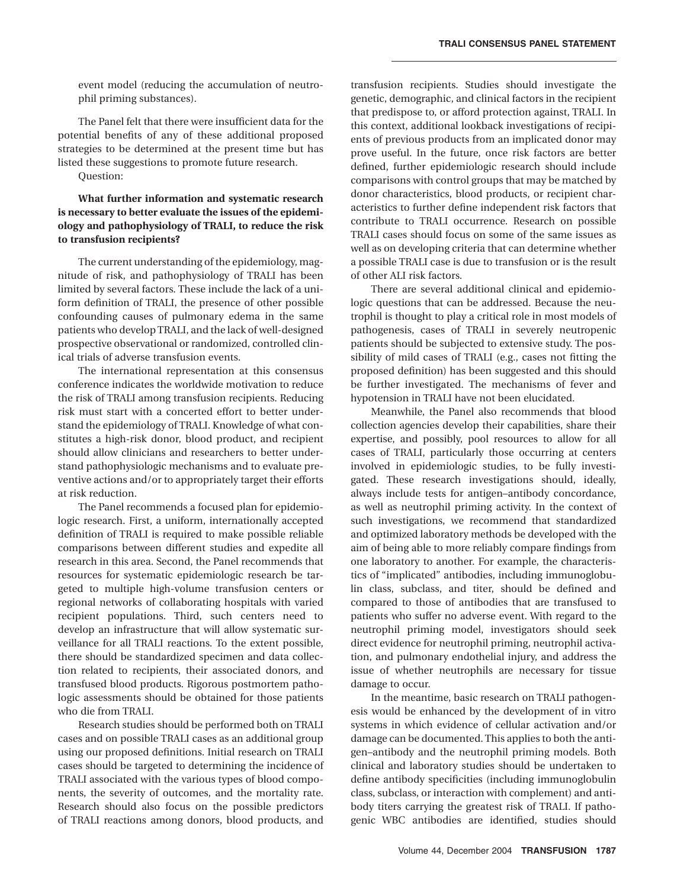event model (reducing the accumulation of neutrophil priming substances).

The Panel felt that there were insufficient data for the potential benefits of any of these additional proposed strategies to be determined at the present time but has listed these suggestions to promote future research.

Question:

**What further information and systematic research is necessary to better evaluate the issues of the epidemiology and pathophysiology of TRALI, to reduce the risk to transfusion recipients?**

The current understanding of the epidemiology, magnitude of risk, and pathophysiology of TRALI has been limited by several factors. These include the lack of a uniform definition of TRALI, the presence of other possible confounding causes of pulmonary edema in the same patients who develop TRALI, and the lack of well-designed prospective observational or randomized, controlled clinical trials of adverse transfusion events.

The international representation at this consensus conference indicates the worldwide motivation to reduce the risk of TRALI among transfusion recipients. Reducing risk must start with a concerted effort to better understand the epidemiology of TRALI. Knowledge of what constitutes a high-risk donor, blood product, and recipient should allow clinicians and researchers to better understand pathophysiologic mechanisms and to evaluate preventive actions and/or to appropriately target their efforts at risk reduction.

The Panel recommends a focused plan for epidemiologic research. First, a uniform, internationally accepted definition of TRALI is required to make possible reliable comparisons between different studies and expedite all research in this area. Second, the Panel recommends that resources for systematic epidemiologic research be targeted to multiple high-volume transfusion centers or regional networks of collaborating hospitals with varied recipient populations. Third, such centers need to develop an infrastructure that will allow systematic surveillance for all TRALI reactions. To the extent possible, there should be standardized specimen and data collection related to recipients, their associated donors, and transfused blood products. Rigorous postmortem pathologic assessments should be obtained for those patients who die from TRALI.

Research studies should be performed both on TRALI cases and on possible TRALI cases as an additional group using our proposed definitions. Initial research on TRALI cases should be targeted to determining the incidence of TRALI associated with the various types of blood components, the severity of outcomes, and the mortality rate. Research should also focus on the possible predictors of TRALI reactions among donors, blood products, and transfusion recipients. Studies should investigate the genetic, demographic, and clinical factors in the recipient that predispose to, or afford protection against, TRALI. In this context, additional lookback investigations of recipients of previous products from an implicated donor may prove useful. In the future, once risk factors are better defined, further epidemiologic research should include comparisons with control groups that may be matched by donor characteristics, blood products, or recipient characteristics to further define independent risk factors that contribute to TRALI occurrence. Research on possible TRALI cases should focus on some of the same issues as well as on developing criteria that can determine whether a possible TRALI case is due to transfusion or is the result of other ALI risk factors.

There are several additional clinical and epidemiologic questions that can be addressed. Because the neutrophil is thought to play a critical role in most models of pathogenesis, cases of TRALI in severely neutropenic patients should be subjected to extensive study. The possibility of mild cases of TRALI (e.g., cases not fitting the proposed definition) has been suggested and this should be further investigated. The mechanisms of fever and hypotension in TRALI have not been elucidated.

Meanwhile, the Panel also recommends that blood collection agencies develop their capabilities, share their expertise, and possibly, pool resources to allow for all cases of TRALI, particularly those occurring at centers involved in epidemiologic studies, to be fully investigated. These research investigations should, ideally, always include tests for antigen–antibody concordance, as well as neutrophil priming activity. In the context of such investigations, we recommend that standardized and optimized laboratory methods be developed with the aim of being able to more reliably compare findings from one laboratory to another. For example, the characteristics of "implicated" antibodies, including immunoglobulin class, subclass, and titer, should be defined and compared to those of antibodies that are transfused to patients who suffer no adverse event. With regard to the neutrophil priming model, investigators should seek direct evidence for neutrophil priming, neutrophil activation, and pulmonary endothelial injury, and address the issue of whether neutrophils are necessary for tissue damage to occur.

In the meantime, basic research on TRALI pathogenesis would be enhanced by the development of in vitro systems in which evidence of cellular activation and/or damage can be documented. This applies to both the antigen–antibody and the neutrophil priming models. Both clinical and laboratory studies should be undertaken to define antibody specificities (including immunoglobulin class, subclass, or interaction with complement) and antibody titers carrying the greatest risk of TRALI. If pathogenic WBC antibodies are identified, studies should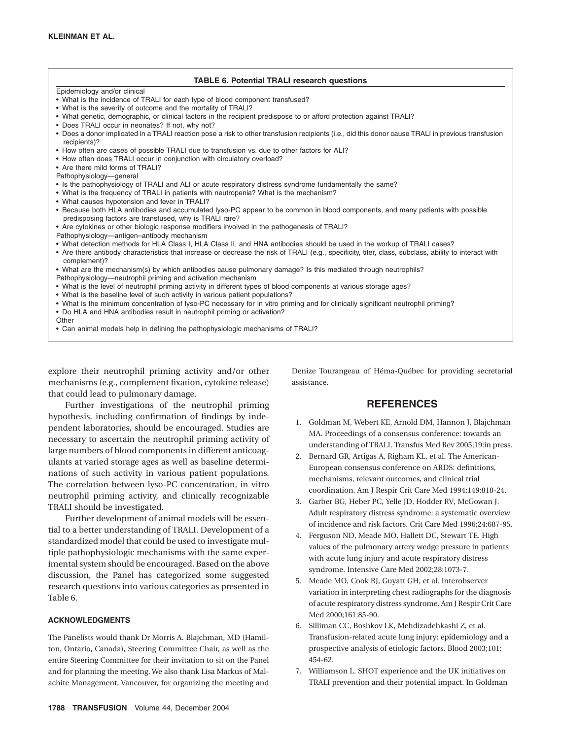**TABLE 6. Potential TRALI research questions**

Epidemiology and/or clinical

- What is the incidence of TRALI for each type of blood component transfused?
- What is the severity of outcome and the mortality of TRALI?
- What genetic, demographic, or clinical factors in the recipient predispose to or afford protection against TRALI?
- Does TRALI occur in neonates? If not, why not?
- Does a donor implicated in a TRALI reaction pose a risk to other transfusion recipients (i.e., did this donor cause TRALI in previous transfusion recipients)?
- How often are cases of possible TRALI due to transfusion vs. due to other factors for ALI?
- How often does TRALI occur in conjunction with circulatory overload?
- Are there mild forms of TRALI?

Pathophysiology—general

- Is the pathophysiology of TRALI and ALI or acute respiratory distress syndrome fundamentally the same?
- What is the frequency of TRALI in patients with neutropenia? What is the mechanism?
- What causes hypotension and fever in TRALI?
- Because both HLA antibodies and accumulated lyso-PC appear to be common in blood components, and many patients with possible predisposing factors are transfused, why is TRALI rare?
- Are cytokines or other biologic response modifiers involved in the pathogenesis of TRALI?

Pathophysiology—antigen–antibody mechanism

- What detection methods for HLA Class I, HLA Class II, and HNA antibodies should be used in the workup of TRALI cases?
- Are there antibody characteristics that increase or decrease the risk of TRALI (e.g., specificity, titer, class, subclass, ability to interact with complement)?
- What are the mechanism(s) by which antibodies cause pulmonary damage? Is this mediated through neutrophils?

Pathophysiology—neutrophil priming and activation mechanism

- What is the level of neutrophil priming activity in different types of blood components at various storage ages?
- What is the baseline level of such activity in various patient populations?
- What is the minimum concentration of lyso-PC necessary for in vitro priming and for clinically significant neutrophil priming?
- Do HLA and HNA antibodies result in neutrophil priming or activation?

Other

- Can animal models help in defining the pathophysiologic mechanisms of TRALI?

explore their neutrophil priming activity and/or other mechanisms (e.g., complement fixation, cytokine release) that could lead to pulmonary damage.

Further investigations of the neutrophil priming hypothesis, including confirmation of findings by independent laboratories, should be encouraged. Studies are necessary to ascertain the neutrophil priming activity of large numbers of blood components in different anticoagulants at varied storage ages as well as baseline determinations of such activity in various patient populations. The correlation between lyso-PC concentration, in vitro neutrophil priming activity, and clinically recognizable TRALI should be investigated.

Further development of animal models will be essential to a better understanding of TRALI. Development of a standardized model that could be used to investigate multiple pathophysiologic mechanisms with the same experimental system should be encouraged. Based on the above discussion, the Panel has categorized some suggested research questions into various categories as presented in Table 6.

#### ACKNOWLEDGMENTS

The Panelists would thank Dr Morris A. Blajchman, MD (Hamilton, Ontario, Canada), Steering Committee Chair, as well as the entire Steering Committee for their invitation to sit on the Panel and for planning the meeting. We also thank Lisa Markus of Malachite Management, Vancouver, for organizing the meeting and Denize Tourangeau of Héma-Québec for providing secretarial assistance.

## REFERENCES

1. Goldman M, Webert KE, Arnold DM, Hannon J, Blajchman MA. Proceedings of a consensus conference: towards an understanding of TRALI. Transfus Med Rev 2005;19:in press.
2. Bernard GR, Artigas A, Righam KL, et al. The American-European consensus conference on ARDS: definitions, mechanisms, relevant outcomes, and clinical trial coordination. Am J Respir Crit Care Med 1994;149:818-24.
3. Garber BG, Heber PC, Yelle JD, Hodder RV, McGowan J. Adult respiratory distress syndrome: a systematic overview of incidence and risk factors. Crit Care Med 1996;24:687-95.
4. Ferguson ND, Meade MO, Hallett DC, Stewart TE. High values of the pulmonary artery wedge pressure in patients with acute lung injury and acute respiratory distress syndrome. Intensive Care Med 2002;28:1073-7.
5. Meade MO, Cook RJ, Guyatt GH, et al. Interobserver variation in interpreting chest radiographs for the diagnosis of acute respiratory distress syndrome. Am J Respir Crit Care Med 2000;161:85-90.
6. Silliman CC, Boshkov LK, Mehdizadehkashi Z, et al. Transfusion-related acute lung injury: epidemiology and a prospective analysis of etiologic factors. Blood 2003;101: 454-62.
7. Williamson L. SHOT experience and the UK initiatives on TRALI prevention and their potential impact. In Goldman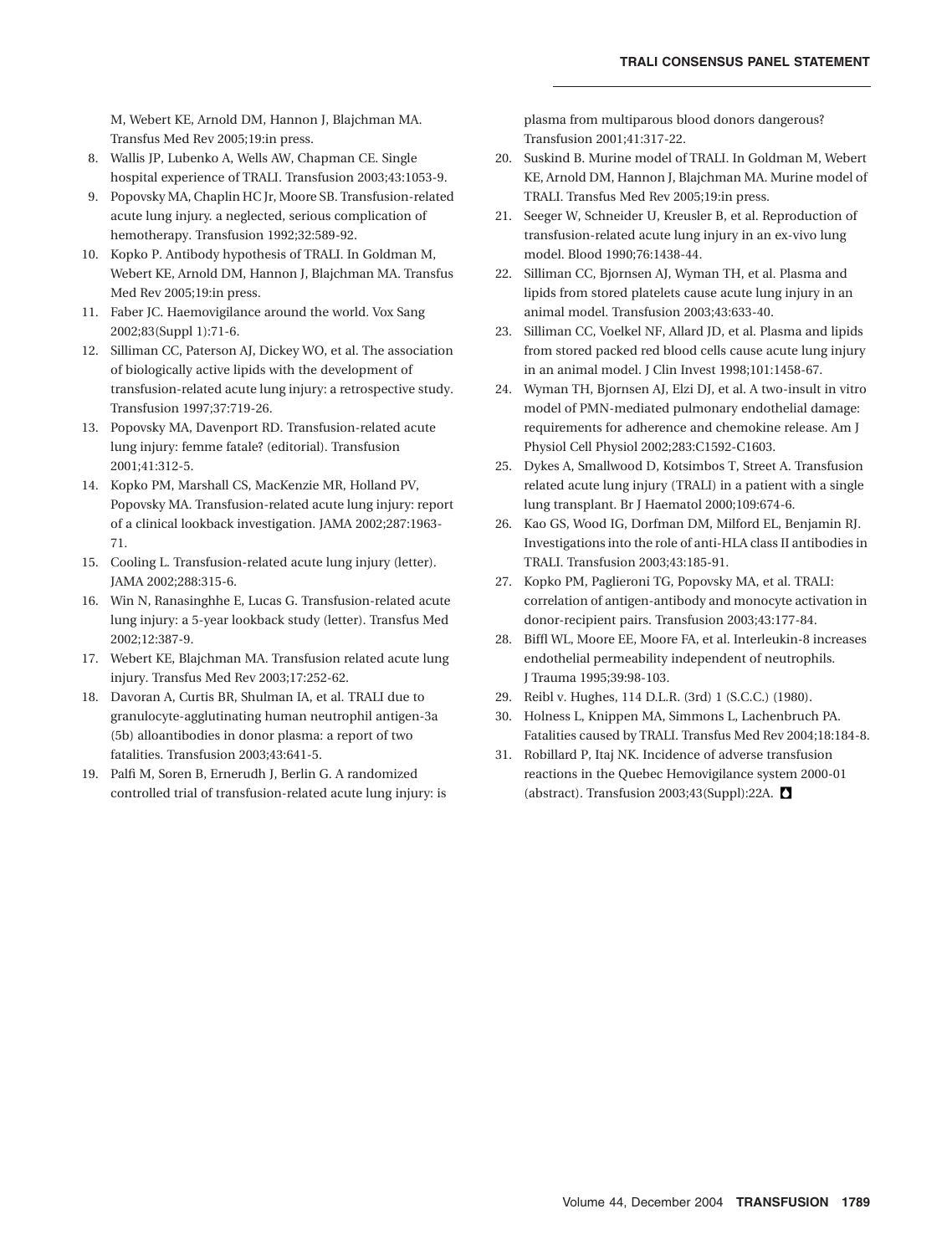M, Webert KE, Arnold DM, Hannon J, Blajchman MA. Transfus Med Rev 2005;19:in press.

8. Wallis JP, Lubenko A, Wells AW, Chapman CE. Single hospital experience of TRALI. Transfusion 2003;43:1053-9.
9. Popovsky MA, Chaplin HC Jr, Moore SB. Transfusion-related acute lung injury. a neglected, serious complication of hemotherapy. Transfusion 1992;32:589-92.
10. Kopko P. Antibody hypothesis of TRALI. In Goldman M, Webert KE, Arnold DM, Hannon J, Blajchman MA. Transfus Med Rev 2005;19:in press.
11. Faber JC. Haemovigilance around the world. Vox Sang 2002;83(Suppl 1):71-6.
12. Silliman CC, Paterson AJ, Dickey WO, et al. The association of biologically active lipids with the development of transfusion-related acute lung injury: a retrospective study. Transfusion 1997;37:719-26.
13. Popovsky MA, Davenport RD. Transfusion-related acute lung injury: femme fatale? (editorial). Transfusion 2001;41:312-5.
14. Kopko PM, Marshall CS, MacKenzie MR, Holland PV, Popovsky MA. Transfusion-related acute lung injury: report of a clinical lookback investigation. JAMA 2002;287:1963-71.
15. Cooling L. Transfusion-related acute lung injury (letter). JAMA 2002;288:315-6.
16. Win N, Ranasinghhe E, Lucas G. Transfusion-related acute lung injury: a 5-year lookback study (letter). Transfus Med 2002;12:387-9.
17. Webert KE, Blajchman MA. Transfusion related acute lung injury. Transfus Med Rev 2003;17:252-62.
18. Davoran A, Curtis BR, Shulman IA, et al. TRALI due to granulocyte-agglutinating human neutrophil antigen-3a (5b) alloantibodies in donor plasma: a report of two fatalities. Transfusion 2003;43:641-5.
19. Palfi M, Soren B, Ernerudh J, Berlin G. A randomized controlled trial of transfusion-related acute lung injury: is plasma from multiparous blood donors dangerous? Transfusion 2001;41:317-22.
20. Suskind B. Murine model of TRALI. In Goldman M, Webert KE, Arnold DM, Hannon J, Blajchman MA. Murine model of TRALI. Transfus Med Rev 2005;19:in press.
21. Seeger W, Schneider U, Kreusler B, et al. Reproduction of transfusion-related acute lung injury in an ex-vivo lung model. Blood 1990;76:1438-44.
22. Silliman CC, Bjornsen AJ, Wyman TH, et al. Plasma and lipids from stored platelets cause acute lung injury in an animal model. Transfusion 2003;43:633-40.
23. Silliman CC, Voelkel NF, Allard JD, et al. Plasma and lipids from stored packed red blood cells cause acute lung injury in an animal model. J Clin Invest 1998;101:1458-67.
24. Wyman TH, Bjornsen AJ, Elzi DJ, et al. A two-insult in vitro model of PMN-mediated pulmonary endothelial damage: requirements for adherence and chemokine release. Am J Physiol Cell Physiol 2002;283:C1592-C1603.
25. Dykes A, Smallwood D, Kotsimbos T, Street A. Transfusion related acute lung injury (TRALI) in a patient with a single lung transplant. Br J Haematol 2000;109:674-6.
26. Kao GS, Wood IG, Dorfman DM, Milford EL, Benjamin RJ. Investigations into the role of anti-HLA class II antibodies in TRALI. Transfusion 2003;43:185-91.
27. Kopko PM, Paglieroni TG, Popovsky MA, et al. TRALI: correlation of antigen-antibody and monocyte activation in donor-recipient pairs. Transfusion 2003;43:177-84.
28. Biffl WL, Moore EE, Moore FA, et al. Interleukin-8 increases endothelial permeability independent of neutrophils. J Trauma 1995;39:98-103.
29. Reibl v. Hughes, 114 D.L.R. (3rd) 1 (S.C.C.) (1980).
30. Holness L, Knippen MA, Simmons L, Lachenbruch PA. Fatalities caused by TRALI. Transfus Med Rev 2004;18:184-8.
31. Robillard P, Itaj NK. Incidence of adverse transfusion reactions in the Quebec Hemovigilance system 2000-01 (abstract). Transfusion 2003;43(Suppl):22A.